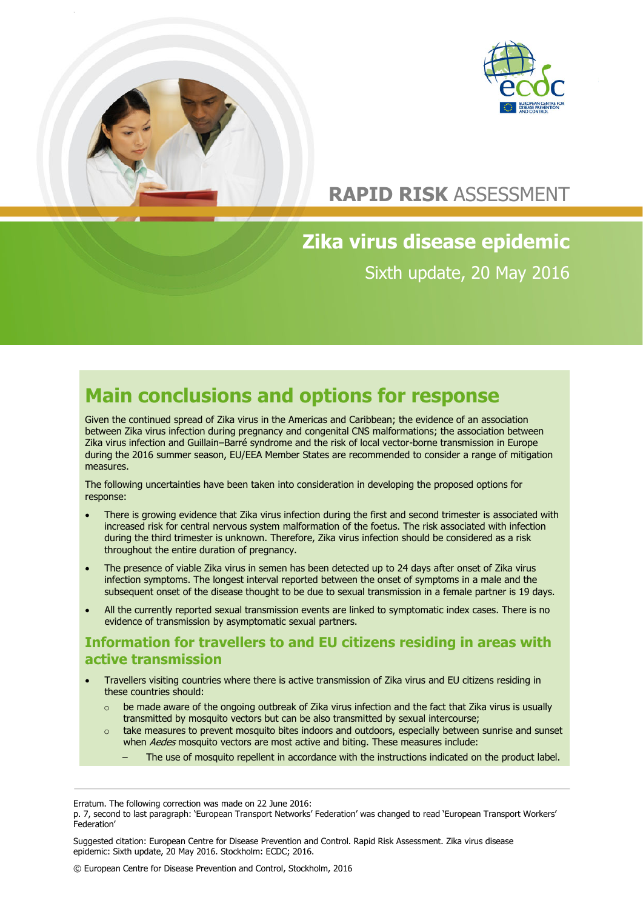# RAPID RISK ASSESSMENT

## Zika virus disease epidemic

Sixth update, 20 May 2016

## Main conclusions and options for response

Given the continued spread of Zika virus in the Americas and Caribbean; the evidence of an association between Zika virus infection during pregnancy and congenital CNS malformations; the association between Zika virus infection and Guillain–Barré syndrome and the risk of local vector-borne transmission in Europe during the 2016 summer season, EU/EEA Member States are recommended to consider a range of mitigation measures.

The following uncertainties have been taken into consideration in developing the proposed options for response:

- There is growing evidence that Zika virus infection during the first and second trimester is associated with increased risk for central nervous system malformation of the foetus. The risk associated with infection during the third trimester is unknown. Therefore, Zika virus infection should be considered as a risk throughout the entire duration of pregnancy.
- The presence of viable Zika virus in semen has been detected up to 24 days after onset of Zika virus infection symptoms. The longest interval reported between the onset of symptoms in a male and the subsequent onset of the disease thought to be due to sexual transmission in a female partner is 19 days.
- All the currently reported sexual transmission events are linked to symptomatic index cases. There is no evidence of transmission by asymptomatic sexual partners.

### Information for travellers to and EU citizens residing in areas with active transmission

- Travellers visiting countries where there is active transmission of Zika virus and EU citizens residing in these countries should:
  - be made aware of the ongoing outbreak of Zika virus infection and the fact that Zika virus is usually transmitted by mosquito vectors but can be also transmitted by sexual intercourse;
  - take measures to prevent mosquito bites indoors and outdoors, especially between sunrise and sunset when *Aedes* mosquito vectors are most active and biting. These measures include:
    - The use of mosquito repellent in accordance with the instructions indicated on the product label.

Erratum. The following correction was made on 22 June 2016:
p. 7, second to last paragraph: 'European Transport Networks' Federation' was changed to read 'European Transport Workers' Federation'

Suggested citation: European Centre for Disease Prevention and Control. Rapid Risk Assessment. Zika virus disease epidemic: Sixth update, 20 May 2016. Stockholm: ECDC; 2016.

© European Centre for Disease Prevention and Control, Stockholm, 2016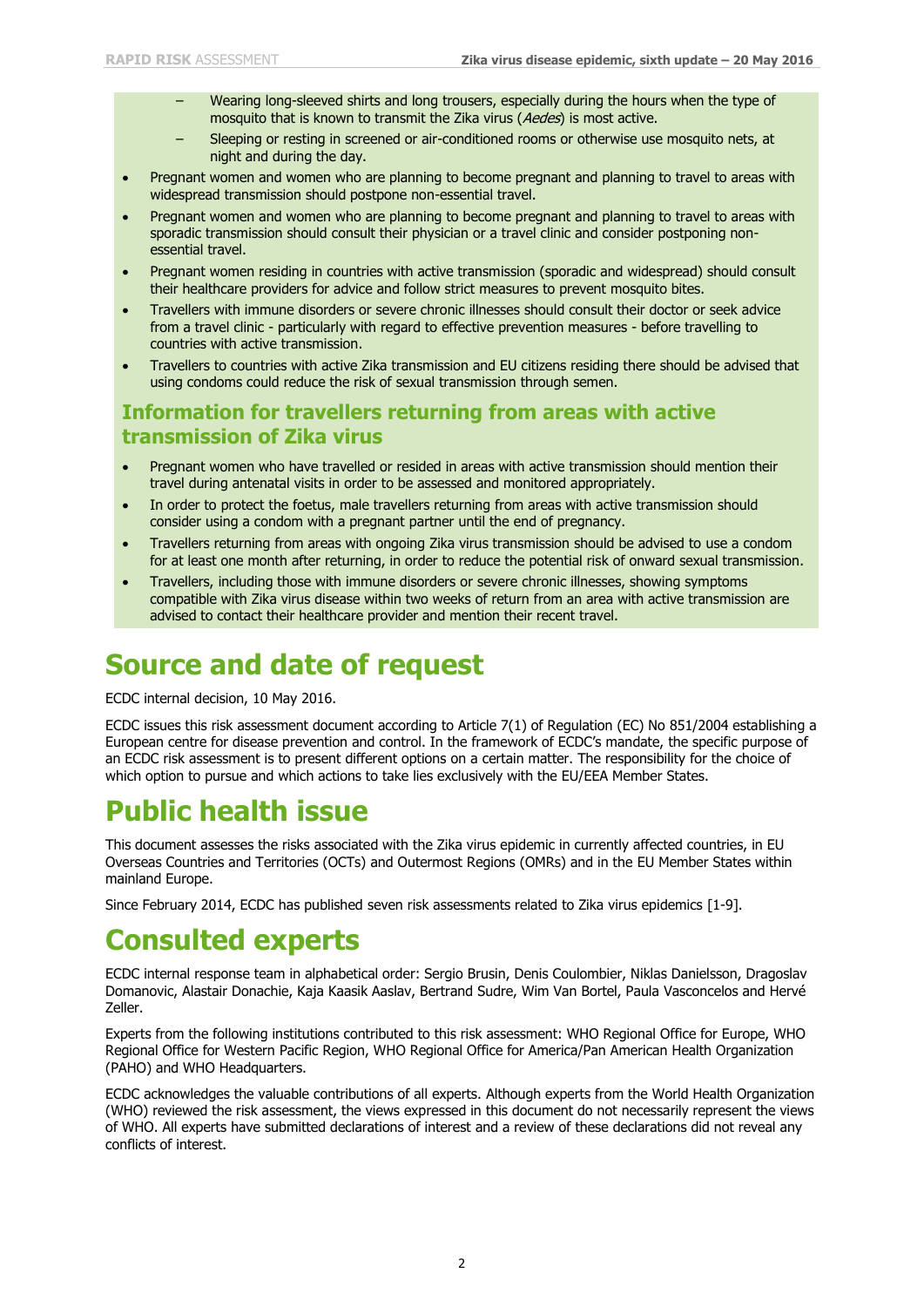- Wearing long-sleeved shirts and long trousers, especially during the hours when the type of mosquito that is known to transmit the Zika virus (*Aedes*) is most active.
  - Sleeping or resting in screened or air-conditioned rooms or otherwise use mosquito nets, at night and during the day.
- Pregnant women and women who are planning to become pregnant and planning to travel to areas with widespread transmission should postpone non-essential travel.
- Pregnant women and women who are planning to become pregnant and planning to travel to areas with sporadic transmission should consult their physician or a travel clinic and consider postponing non-essential travel.
- Pregnant women residing in countries with active transmission (sporadic and widespread) should consult their healthcare providers for advice and follow strict measures to prevent mosquito bites.
- Travellers with immune disorders or severe chronic illnesses should consult their doctor or seek advice from a travel clinic - particularly with regard to effective prevention measures - before travelling to countries with active transmission.
- Travellers to countries with active Zika transmission and EU citizens residing there should be advised that using condoms could reduce the risk of sexual transmission through semen.

## Information for travellers returning from areas with active transmission of Zika virus

- Pregnant women who have travelled or resided in areas with active transmission should mention their travel during antenatal visits in order to be assessed and monitored appropriately.
- In order to protect the foetus, male travellers returning from areas with active transmission should consider using a condom with a pregnant partner until the end of pregnancy.
- Travellers returning from areas with ongoing Zika virus transmission should be advised to use a condom for at least one month after returning, in order to reduce the potential risk of onward sexual transmission.
- Travellers, including those with immune disorders or severe chronic illnesses, showing symptoms compatible with Zika virus disease within two weeks of return from an area with active transmission are advised to contact their healthcare provider and mention their recent travel.

# Source and date of request

ECDC internal decision, 10 May 2016.

ECDC issues this risk assessment document according to Article 7(1) of Regulation (EC) No 851/2004 establishing a European centre for disease prevention and control. In the framework of ECDC's mandate, the specific purpose of an ECDC risk assessment is to present different options on a certain matter. The responsibility for the choice of which option to pursue and which actions to take lies exclusively with the EU/EEA Member States.

# Public health issue

This document assesses the risks associated with the Zika virus epidemic in currently affected countries, in EU Overseas Countries and Territories (OCTs) and Outermost Regions (OMRs) and in the EU Member States within mainland Europe.

Since February 2014, ECDC has published seven risk assessments related to Zika virus epidemics [1-9].

# Consulted experts

ECDC internal response team in alphabetical order: Sergio Brusin, Denis Coulombier, Niklas Danielsson, Dragoslav Domanovic, Alastair Donachie, Kaja Kaasik Aaslav, Bertrand Sudre, Wim Van Bortel, Paula Vasconcelos and Hervé Zeller.

Experts from the following institutions contributed to this risk assessment: WHO Regional Office for Europe, WHO Regional Office for Western Pacific Region, WHO Regional Office for America/Pan American Health Organization (PAHO) and WHO Headquarters.

ECDC acknowledges the valuable contributions of all experts. Although experts from the World Health Organization (WHO) reviewed the risk assessment, the views expressed in this document do not necessarily represent the views of WHO. All experts have submitted declarations of interest and a review of these declarations did not reveal any conflicts of interest.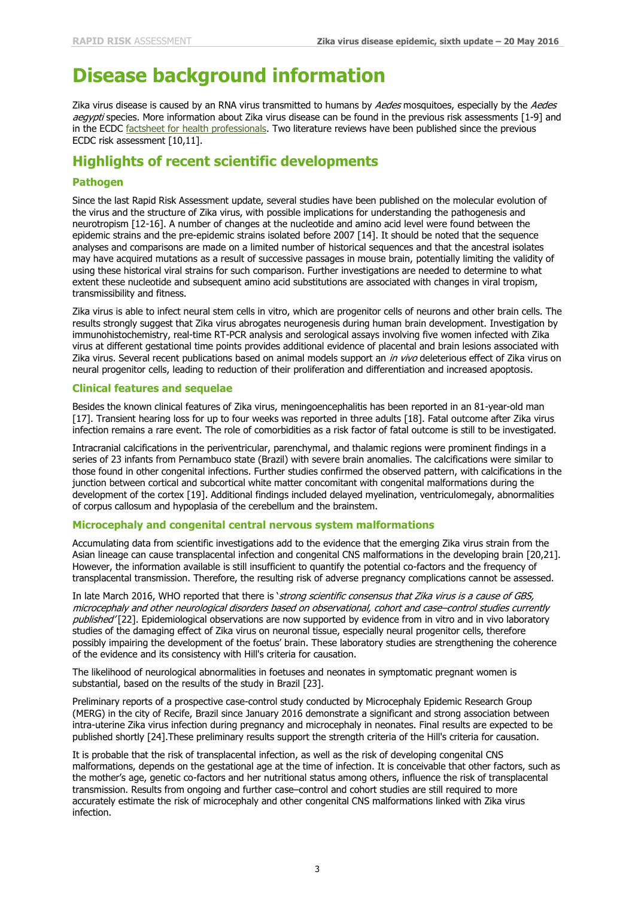# Disease background information

Zika virus disease is caused by an RNA virus transmitted to humans by *Aedes* mosquitoes, especially by the *Aedes aegypti* species. More information about Zika virus disease can be found in the previous risk assessments [1-9] and in the ECDC factsheet for health professionals. Two literature reviews have been published since the previous ECDC risk assessment [10,11].

## Highlights of recent scientific developments

### Pathogen

Since the last Rapid Risk Assessment update, several studies have been published on the molecular evolution of the virus and the structure of Zika virus, with possible implications for understanding the pathogenesis and neurotropism [12-16]. A number of changes at the nucleotide and amino acid level were found between the epidemic strains and the pre-epidemic strains isolated before 2007 [14]. It should be noted that the sequence analyses and comparisons are made on a limited number of historical sequences and that the ancestral isolates may have acquired mutations as a result of successive passages in mouse brain, potentially limiting the validity of using these historical viral strains for such comparison. Further investigations are needed to determine to what extent these nucleotide and subsequent amino acid substitutions are associated with changes in viral tropism, transmissibility and fitness.

Zika virus is able to infect neural stem cells in vitro, which are progenitor cells of neurons and other brain cells. The results strongly suggest that Zika virus abrogates neurogenesis during human brain development. Investigation by immunohistochemistry, real-time RT-PCR analysis and serological assays involving five women infected with Zika virus at different gestational time points provides additional evidence of placental and brain lesions associated with Zika virus. Several recent publications based on animal models support an *in vivo* deleterious effect of Zika virus on neural progenitor cells, leading to reduction of their proliferation and differentiation and increased apoptosis.

### Clinical features and sequelae

Besides the known clinical features of Zika virus, meningoencephalitis has been reported in an 81-year-old man [17]. Transient hearing loss for up to four weeks was reported in three adults [18]. Fatal outcome after Zika virus infection remains a rare event. The role of comorbidities as a risk factor of fatal outcome is still to be investigated.

Intracranial calcifications in the periventricular, parenchymal, and thalamic regions were prominent findings in a series of 23 infants from Pernambuco state (Brazil) with severe brain anomalies. The calcifications were similar to those found in other congenital infections. Further studies confirmed the observed pattern, with calcifications in the junction between cortical and subcortical white matter concomitant with congenital malformations during the development of the cortex [19]. Additional findings included delayed myelination, ventriculomegaly, abnormalities of corpus callosum and hypoplasia of the cerebellum and the brainstem.

### Microcephaly and congenital central nervous system malformations

Accumulating data from scientific investigations add to the evidence that the emerging Zika virus strain from the Asian lineage can cause transplacental infection and congenital CNS malformations in the developing brain [20,21]. However, the information available is still insufficient to quantify the potential co-factors and the frequency of transplacental transmission. Therefore, the resulting risk of adverse pregnancy complications cannot be assessed.

In late March 2016, WHO reported that there is '*strong scientific consensus that Zika virus is a cause of GBS, microcephaly and other neurological disorders based on observational, cohort and case–control studies currently published*' [22]. Epidemiological observations are now supported by evidence from in vitro and in vivo laboratory studies of the damaging effect of Zika virus on neuronal tissue, especially neural progenitor cells, therefore possibly impairing the development of the foetus' brain. These laboratory studies are strengthening the coherence of the evidence and its consistency with Hill's criteria for causation.

The likelihood of neurological abnormalities in foetuses and neonates in symptomatic pregnant women is substantial, based on the results of the study in Brazil [23].

Preliminary reports of a prospective case-control study conducted by Microcephaly Epidemic Research Group (MERG) in the city of Recife, Brazil since January 2016 demonstrate a significant and strong association between intra-uterine Zika virus infection during pregnancy and microcephaly in neonates. Final results are expected to be published shortly [24].These preliminary results support the strength criteria of the Hill's criteria for causation.

It is probable that the risk of transplacental infection, as well as the risk of developing congenital CNS malformations, depends on the gestational age at the time of infection. It is conceivable that other factors, such as the mother's age, genetic co-factors and her nutritional status among others, influence the risk of transplacental transmission. Results from ongoing and further case–control and cohort studies are still required to more accurately estimate the risk of microcephaly and other congenital CNS malformations linked with Zika virus infection.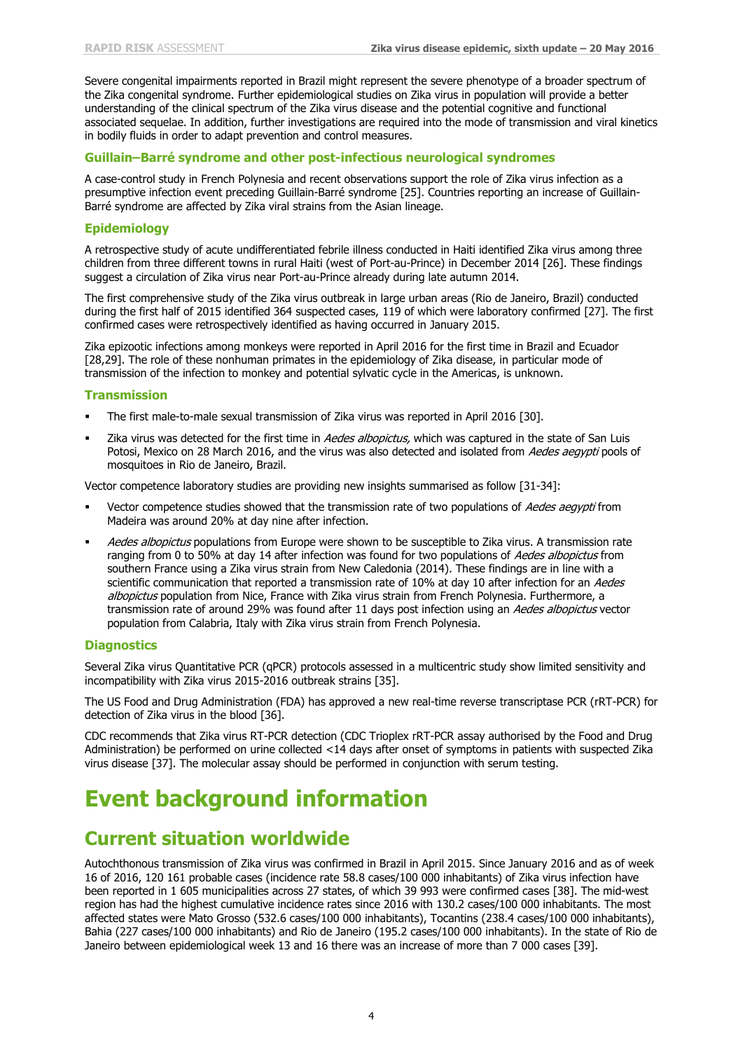Severe congenital impairments reported in Brazil might represent the severe phenotype of a broader spectrum of the Zika congenital syndrome. Further epidemiological studies on Zika virus in population will provide a better understanding of the clinical spectrum of the Zika virus disease and the potential cognitive and functional associated sequelae. In addition, further investigations are required into the mode of transmission and viral kinetics in bodily fluids in order to adapt prevention and control measures.

### Guillain–Barré syndrome and other post-infectious neurological syndromes

A case-control study in French Polynesia and recent observations support the role of Zika virus infection as a presumptive infection event preceding Guillain-Barré syndrome [25]. Countries reporting an increase of Guillain-Barré syndrome are affected by Zika viral strains from the Asian lineage.

### Epidemiology

A retrospective study of acute undifferentiated febrile illness conducted in Haiti identified Zika virus among three children from three different towns in rural Haiti (west of Port-au-Prince) in December 2014 [26]. These findings suggest a circulation of Zika virus near Port-au-Prince already during late autumn 2014.

The first comprehensive study of the Zika virus outbreak in large urban areas (Rio de Janeiro, Brazil) conducted during the first half of 2015 identified 364 suspected cases, 119 of which were laboratory confirmed [27]. The first confirmed cases were retrospectively identified as having occurred in January 2015.

Zika epizootic infections among monkeys were reported in April 2016 for the first time in Brazil and Ecuador [28,29]. The role of these nonhuman primates in the epidemiology of Zika disease, in particular mode of transmission of the infection to monkey and potential sylvatic cycle in the Americas, is unknown.

### Transmission

- The first male-to-male sexual transmission of Zika virus was reported in April 2016 [30].
- Zika virus was detected for the first time in *Aedes albopictus,* which was captured in the state of San Luis Potosi, Mexico on 28 March 2016, and the virus was also detected and isolated from *Aedes aegypti* pools of mosquitoes in Rio de Janeiro, Brazil.

Vector competence laboratory studies are providing new insights summarised as follow [31-34]:

- Vector competence studies showed that the transmission rate of two populations of *Aedes aegypti* from Madeira was around 20% at day nine after infection.
- *Aedes albopictus* populations from Europe were shown to be susceptible to Zika virus. A transmission rate ranging from 0 to 50% at day 14 after infection was found for two populations of *Aedes albopictus* from southern France using a Zika virus strain from New Caledonia (2014). These findings are in line with a scientific communication that reported a transmission rate of 10% at day 10 after infection for an *Aedes albopictus* population from Nice, France with Zika virus strain from French Polynesia. Furthermore, a transmission rate of around 29% was found after 11 days post infection using an *Aedes albopictus* vector population from Calabria, Italy with Zika virus strain from French Polynesia.

### Diagnostics

Several Zika virus Quantitative PCR (qPCR) protocols assessed in a multicentric study show limited sensitivity and incompatibility with Zika virus 2015-2016 outbreak strains [35].

The US Food and Drug Administration (FDA) has approved a new real-time reverse transcriptase PCR (rRT-PCR) for detection of Zika virus in the blood [36].

CDC recommends that Zika virus RT-PCR detection (CDC Trioplex rRT-PCR assay authorised by the Food and Drug Administration) be performed on urine collected <14 days after onset of symptoms in patients with suspected Zika virus disease [37]. The molecular assay should be performed in conjunction with serum testing.

# Event background information

## Current situation worldwide

Autochthonous transmission of Zika virus was confirmed in Brazil in April 2015. Since January 2016 and as of week 16 of 2016, 120 161 probable cases (incidence rate 58.8 cases/100 000 inhabitants) of Zika virus infection have been reported in 1 605 municipalities across 27 states, of which 39 993 were confirmed cases [38]. The mid-west region has had the highest cumulative incidence rates since 2016 with 130.2 cases/100 000 inhabitants. The most affected states were Mato Grosso (532.6 cases/100 000 inhabitants), Tocantins (238.4 cases/100 000 inhabitants), Bahia (227 cases/100 000 inhabitants) and Rio de Janeiro (195.2 cases/100 000 inhabitants). In the state of Rio de Janeiro between epidemiological week 13 and 16 there was an increase of more than 7 000 cases [39].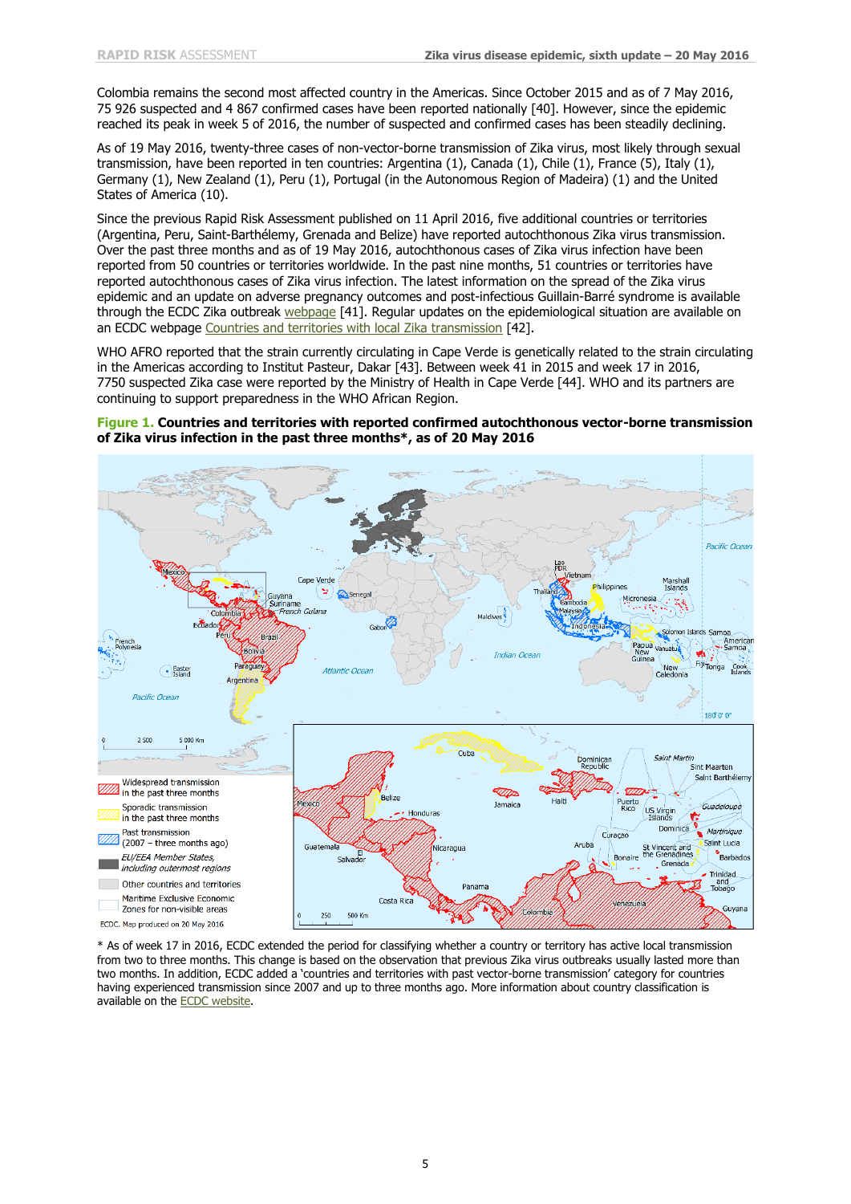Colombia remains the second most affected country in the Americas. Since October 2015 and as of 7 May 2016, 75 926 suspected and 4 867 confirmed cases have been reported nationally [40]. However, since the epidemic reached its peak in week 5 of 2016, the number of suspected and confirmed cases has been steadily declining.

As of 19 May 2016, twenty-three cases of non-vector-borne transmission of Zika virus, most likely through sexual transmission, have been reported in ten countries: Argentina (1), Canada (1), Chile (1), France (5), Italy (1), Germany (1), New Zealand (1), Peru (1), Portugal (in the Autonomous Region of Madeira) (1) and the United States of America (10).

Since the previous Rapid Risk Assessment published on 11 April 2016, five additional countries or territories (Argentina, Peru, Saint-Barthélemy, Grenada and Belize) have reported autochthonous Zika virus transmission. Over the past three months and as of 19 May 2016, autochthonous cases of Zika virus infection have been reported from 50 countries or territories worldwide. In the past nine months, 51 countries or territories have reported autochthonous cases of Zika virus infection. The latest information on the spread of the Zika virus epidemic and an update on adverse pregnancy outcomes and post-infectious Guillain-Barré syndrome is available through the ECDC Zika outbreak webpage [41]. Regular updates on the epidemiological situation are available on an ECDC webpage Countries and territories with local Zika transmission [42].

WHO AFRO reported that the strain currently circulating in Cape Verde is genetically related to the strain circulating in the Americas according to Institut Pasteur, Dakar [43]. Between week 41 in 2015 and week 17 in 2016, 7750 suspected Zika case were reported by the Ministry of Health in Cape Verde [44]. WHO and its partners are continuing to support preparedness in the WHO African Region.

**Figure 1. Countries and territories with reported confirmed autochthonous vector-borne transmission of Zika virus infection in the past three months*, as of 20 May 2016**

Legend: Widespread transmission in the past three months; Sporadic transmission in the past three months; Past transmission (2007 – three months ago); *EU/EEA Member States, including outermost regions*; Other countries and territories; Maritime Exclusive Economic Zones for non-visible areas

ECDC. Map produced on 20 May 2016

* As of week 17 in 2016, ECDC extended the period for classifying whether a country or territory has active local transmission from two to three months. This change is based on the observation that previous Zika virus outbreaks usually lasted more than two months. In addition, ECDC added a 'countries and territories with past vector-borne transmission' category for countries having experienced transmission since 2007 and up to three months ago. More information about country classification is available on the ECDC website.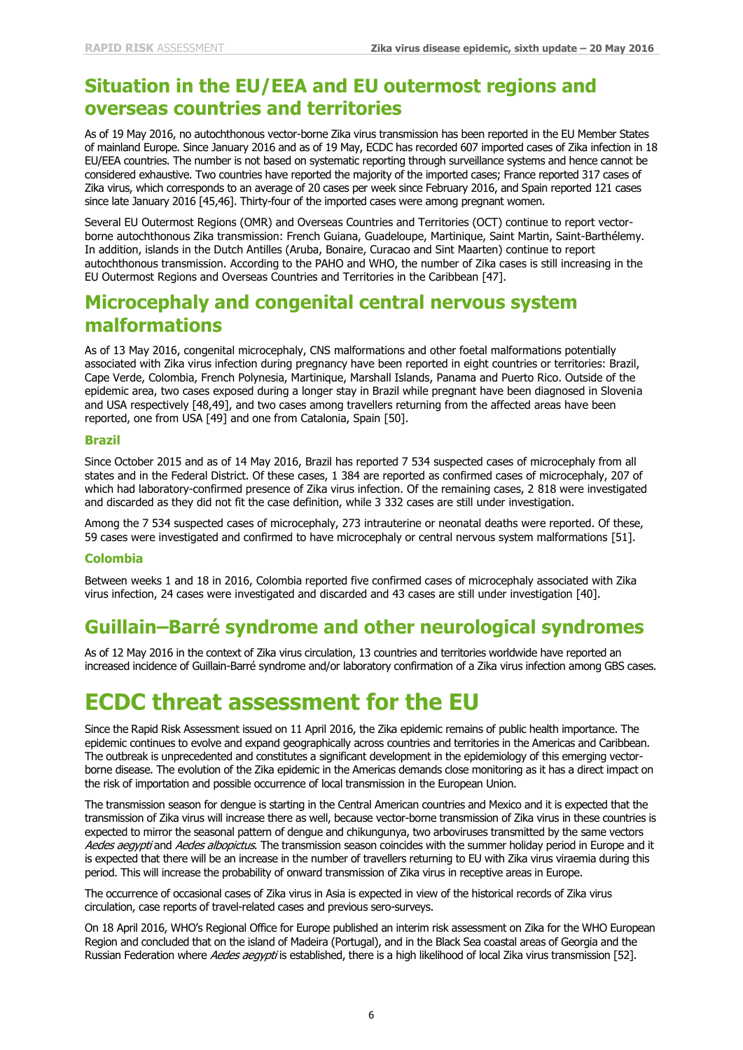## Situation in the EU/EEA and EU outermost regions and overseas countries and territories

As of 19 May 2016, no autochthonous vector-borne Zika virus transmission has been reported in the EU Member States of mainland Europe. Since January 2016 and as of 19 May, ECDC has recorded 607 imported cases of Zika infection in 18 EU/EEA countries. The number is not based on systematic reporting through surveillance systems and hence cannot be considered exhaustive. Two countries have reported the majority of the imported cases; France reported 317 cases of Zika virus, which corresponds to an average of 20 cases per week since February 2016, and Spain reported 121 cases since late January 2016 [45,46]. Thirty-four of the imported cases were among pregnant women.

Several EU Outermost Regions (OMR) and Overseas Countries and Territories (OCT) continue to report vector-borne autochthonous Zika transmission: French Guiana, Guadeloupe, Martinique, Saint Martin, Saint-Barthélemy. In addition, islands in the Dutch Antilles (Aruba, Bonaire, Curacao and Sint Maarten) continue to report autochthonous transmission. According to the PAHO and WHO, the number of Zika cases is still increasing in the EU Outermost Regions and Overseas Countries and Territories in the Caribbean [47].

## Microcephaly and congenital central nervous system malformations

As of 13 May 2016, congenital microcephaly, CNS malformations and other foetal malformations potentially associated with Zika virus infection during pregnancy have been reported in eight countries or territories: Brazil, Cape Verde, Colombia, French Polynesia, Martinique, Marshall Islands, Panama and Puerto Rico. Outside of the epidemic area, two cases exposed during a longer stay in Brazil while pregnant have been diagnosed in Slovenia and USA respectively [48,49], and two cases among travellers returning from the affected areas have been reported, one from USA [49] and one from Catalonia, Spain [50].

### Brazil

Since October 2015 and as of 14 May 2016, Brazil has reported 7 534 suspected cases of microcephaly from all states and in the Federal District. Of these cases, 1 384 are reported as confirmed cases of microcephaly, 207 of which had laboratory-confirmed presence of Zika virus infection. Of the remaining cases, 2 818 were investigated and discarded as they did not fit the case definition, while 3 332 cases are still under investigation.

Among the 7 534 suspected cases of microcephaly, 273 intrauterine or neonatal deaths were reported. Of these, 59 cases were investigated and confirmed to have microcephaly or central nervous system malformations [51].

### Colombia

Between weeks 1 and 18 in 2016, Colombia reported five confirmed cases of microcephaly associated with Zika virus infection, 24 cases were investigated and discarded and 43 cases are still under investigation [40].

## Guillain–Barré syndrome and other neurological syndromes

As of 12 May 2016 in the context of Zika virus circulation, 13 countries and territories worldwide have reported an increased incidence of Guillain-Barré syndrome and/or laboratory confirmation of a Zika virus infection among GBS cases.

# ECDC threat assessment for the EU

Since the Rapid Risk Assessment issued on 11 April 2016, the Zika epidemic remains of public health importance. The epidemic continues to evolve and expand geographically across countries and territories in the Americas and Caribbean. The outbreak is unprecedented and constitutes a significant development in the epidemiology of this emerging vector-borne disease. The evolution of the Zika epidemic in the Americas demands close monitoring as it has a direct impact on the risk of importation and possible occurrence of local transmission in the European Union.

The transmission season for dengue is starting in the Central American countries and Mexico and it is expected that the transmission of Zika virus will increase there as well, because vector-borne transmission of Zika virus in these countries is expected to mirror the seasonal pattern of dengue and chikungunya, two arboviruses transmitted by the same vectors *Aedes aegypti* and *Aedes albopictus*. The transmission season coincides with the summer holiday period in Europe and it is expected that there will be an increase in the number of travellers returning to EU with Zika virus viraemia during this period. This will increase the probability of onward transmission of Zika virus in receptive areas in Europe.

The occurrence of occasional cases of Zika virus in Asia is expected in view of the historical records of Zika virus circulation, case reports of travel-related cases and previous sero-surveys.

On 18 April 2016, WHO's Regional Office for Europe published an interim risk assessment on Zika for the WHO European Region and concluded that on the island of Madeira (Portugal), and in the Black Sea coastal areas of Georgia and the Russian Federation where *Aedes aegypti* is established, there is a high likelihood of local Zika virus transmission [52].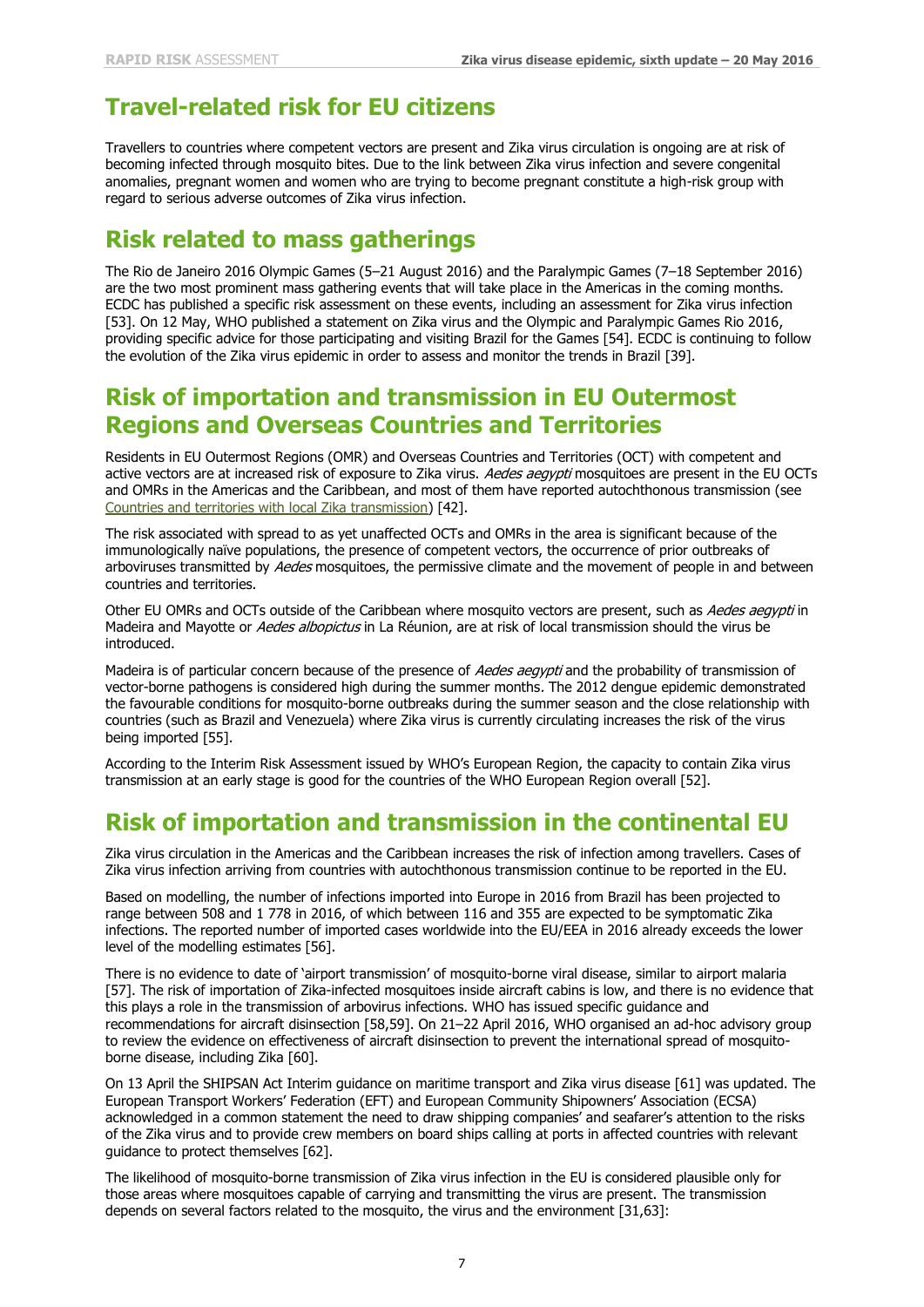## Travel-related risk for EU citizens

Travellers to countries where competent vectors are present and Zika virus circulation is ongoing are at risk of becoming infected through mosquito bites. Due to the link between Zika virus infection and severe congenital anomalies, pregnant women and women who are trying to become pregnant constitute a high-risk group with regard to serious adverse outcomes of Zika virus infection.

## Risk related to mass gatherings

The Rio de Janeiro 2016 Olympic Games (5–21 August 2016) and the Paralympic Games (7–18 September 2016) are the two most prominent mass gathering events that will take place in the Americas in the coming months. ECDC has published a specific risk assessment on these events, including an assessment for Zika virus infection [53]. On 12 May, WHO published a statement on Zika virus and the Olympic and Paralympic Games Rio 2016, providing specific advice for those participating and visiting Brazil for the Games [54]. ECDC is continuing to follow the evolution of the Zika virus epidemic in order to assess and monitor the trends in Brazil [39].

## Risk of importation and transmission in EU Outermost Regions and Overseas Countries and Territories

Residents in EU Outermost Regions (OMR) and Overseas Countries and Territories (OCT) with competent and active vectors are at increased risk of exposure to Zika virus. *Aedes aegypti* mosquitoes are present in the EU OCTs and OMRs in the Americas and the Caribbean, and most of them have reported autochthonous transmission (see Countries and territories with local Zika transmission) [42].

The risk associated with spread to as yet unaffected OCTs and OMRs in the area is significant because of the immunologically naïve populations, the presence of competent vectors, the occurrence of prior outbreaks of arboviruses transmitted by *Aedes* mosquitoes, the permissive climate and the movement of people in and between countries and territories.

Other EU OMRs and OCTs outside of the Caribbean where mosquito vectors are present, such as *Aedes aegypti* in Madeira and Mayotte or *Aedes albopictus* in La Réunion, are at risk of local transmission should the virus be introduced.

Madeira is of particular concern because of the presence of *Aedes aegypti* and the probability of transmission of vector-borne pathogens is considered high during the summer months. The 2012 dengue epidemic demonstrated the favourable conditions for mosquito-borne outbreaks during the summer season and the close relationship with countries (such as Brazil and Venezuela) where Zika virus is currently circulating increases the risk of the virus being imported [55].

According to the Interim Risk Assessment issued by WHO's European Region, the capacity to contain Zika virus transmission at an early stage is good for the countries of the WHO European Region overall [52].

## Risk of importation and transmission in the continental EU

Zika virus circulation in the Americas and the Caribbean increases the risk of infection among travellers. Cases of Zika virus infection arriving from countries with autochthonous transmission continue to be reported in the EU.

Based on modelling, the number of infections imported into Europe in 2016 from Brazil has been projected to range between 508 and 1 778 in 2016, of which between 116 and 355 are expected to be symptomatic Zika infections. The reported number of imported cases worldwide into the EU/EEA in 2016 already exceeds the lower level of the modelling estimates [56].

There is no evidence to date of 'airport transmission' of mosquito-borne viral disease, similar to airport malaria [57]. The risk of importation of Zika-infected mosquitoes inside aircraft cabins is low, and there is no evidence that this plays a role in the transmission of arbovirus infections. WHO has issued specific guidance and recommendations for aircraft disinsection [58,59]. On 21–22 April 2016, WHO organised an ad-hoc advisory group to review the evidence on effectiveness of aircraft disinsection to prevent the international spread of mosquito-borne disease, including Zika [60].

On 13 April the SHIPSAN Act Interim guidance on maritime transport and Zika virus disease [61] was updated. The European Transport Workers' Federation (EFT) and European Community Shipowners' Association (ECSA) acknowledged in a common statement the need to draw shipping companies' and seafarer's attention to the risks of the Zika virus and to provide crew members on board ships calling at ports in affected countries with relevant guidance to protect themselves [62].

The likelihood of mosquito-borne transmission of Zika virus infection in the EU is considered plausible only for those areas where mosquitoes capable of carrying and transmitting the virus are present. The transmission depends on several factors related to the mosquito, the virus and the environment [31,63]: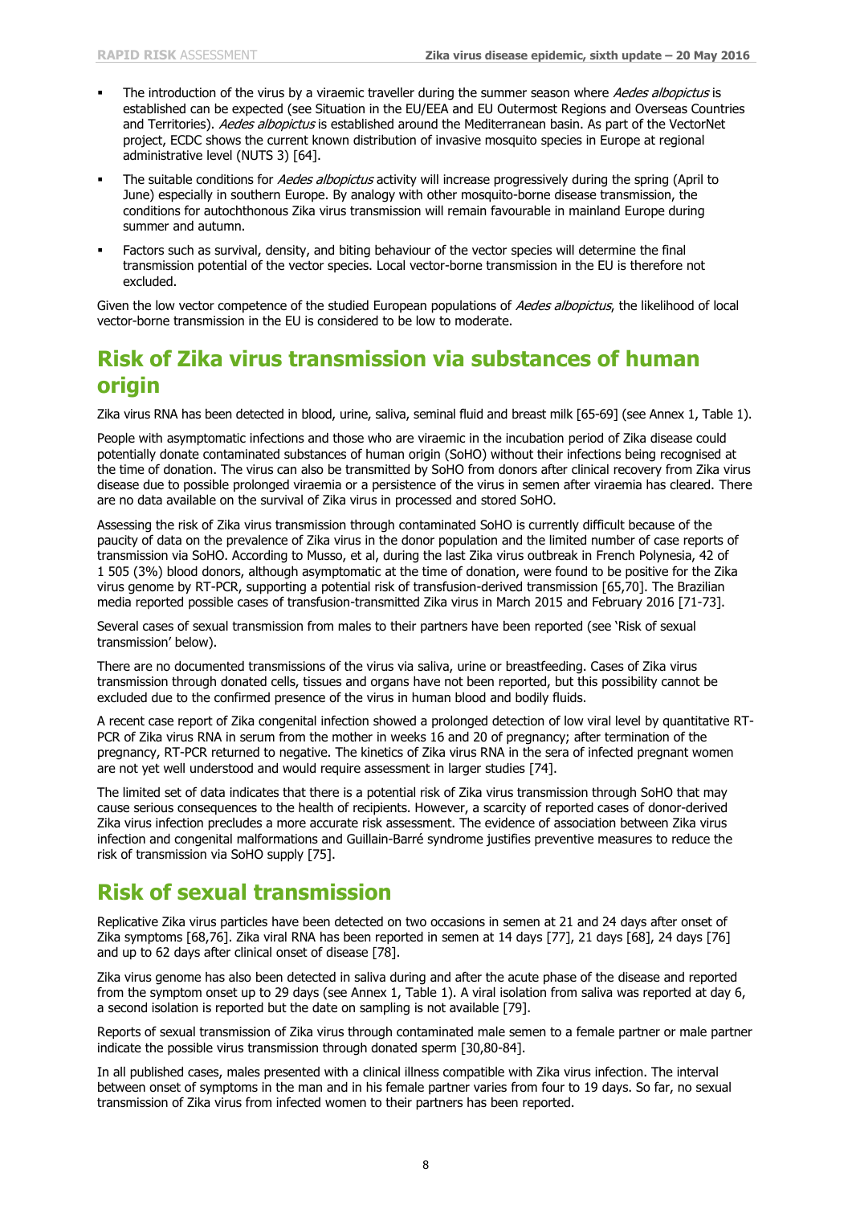- The introduction of the virus by a viraemic traveller during the summer season where *Aedes albopictus* is established can be expected (see Situation in the EU/EEA and EU Outermost Regions and Overseas Countries and Territories). *Aedes albopictus* is established around the Mediterranean basin. As part of the VectorNet project, ECDC shows the current known distribution of invasive mosquito species in Europe at regional administrative level (NUTS 3) [64].
- The suitable conditions for *Aedes albopictus* activity will increase progressively during the spring (April to June) especially in southern Europe. By analogy with other mosquito-borne disease transmission, the conditions for autochthonous Zika virus transmission will remain favourable in mainland Europe during summer and autumn.
- Factors such as survival, density, and biting behaviour of the vector species will determine the final transmission potential of the vector species. Local vector-borne transmission in the EU is therefore not excluded.

Given the low vector competence of the studied European populations of *Aedes albopictus*, the likelihood of local vector-borne transmission in the EU is considered to be low to moderate.

# Risk of Zika virus transmission via substances of human origin

Zika virus RNA has been detected in blood, urine, saliva, seminal fluid and breast milk [65-69] (see Annex 1, Table 1).

People with asymptomatic infections and those who are viraemic in the incubation period of Zika disease could potentially donate contaminated substances of human origin (SoHO) without their infections being recognised at the time of donation. The virus can also be transmitted by SoHO from donors after clinical recovery from Zika virus disease due to possible prolonged viraemia or a persistence of the virus in semen after viraemia has cleared. There are no data available on the survival of Zika virus in processed and stored SoHO.

Assessing the risk of Zika virus transmission through contaminated SoHO is currently difficult because of the paucity of data on the prevalence of Zika virus in the donor population and the limited number of case reports of transmission via SoHO. According to Musso, et al, during the last Zika virus outbreak in French Polynesia, 42 of 1 505 (3%) blood donors, although asymptomatic at the time of donation, were found to be positive for the Zika virus genome by RT-PCR, supporting a potential risk of transfusion-derived transmission [65,70]. The Brazilian media reported possible cases of transfusion-transmitted Zika virus in March 2015 and February 2016 [71-73].

Several cases of sexual transmission from males to their partners have been reported (see 'Risk of sexual transmission' below).

There are no documented transmissions of the virus via saliva, urine or breastfeeding. Cases of Zika virus transmission through donated cells, tissues and organs have not been reported, but this possibility cannot be excluded due to the confirmed presence of the virus in human blood and bodily fluids.

A recent case report of Zika congenital infection showed a prolonged detection of low viral level by quantitative RT-PCR of Zika virus RNA in serum from the mother in weeks 16 and 20 of pregnancy; after termination of the pregnancy, RT-PCR returned to negative. The kinetics of Zika virus RNA in the sera of infected pregnant women are not yet well understood and would require assessment in larger studies [74].

The limited set of data indicates that there is a potential risk of Zika virus transmission through SoHO that may cause serious consequences to the health of recipients. However, a scarcity of reported cases of donor-derived Zika virus infection precludes a more accurate risk assessment. The evidence of association between Zika virus infection and congenital malformations and Guillain-Barré syndrome justifies preventive measures to reduce the risk of transmission via SoHO supply [75].

# Risk of sexual transmission

Replicative Zika virus particles have been detected on two occasions in semen at 21 and 24 days after onset of Zika symptoms [68,76]. Zika viral RNA has been reported in semen at 14 days [77], 21 days [68], 24 days [76] and up to 62 days after clinical onset of disease [78].

Zika virus genome has also been detected in saliva during and after the acute phase of the disease and reported from the symptom onset up to 29 days (see Annex 1, Table 1). A viral isolation from saliva was reported at day 6, a second isolation is reported but the date on sampling is not available [79].

Reports of sexual transmission of Zika virus through contaminated male semen to a female partner or male partner indicate the possible virus transmission through donated sperm [30,80-84].

In all published cases, males presented with a clinical illness compatible with Zika virus infection. The interval between onset of symptoms in the man and in his female partner varies from four to 19 days. So far, no sexual transmission of Zika virus from infected women to their partners has been reported.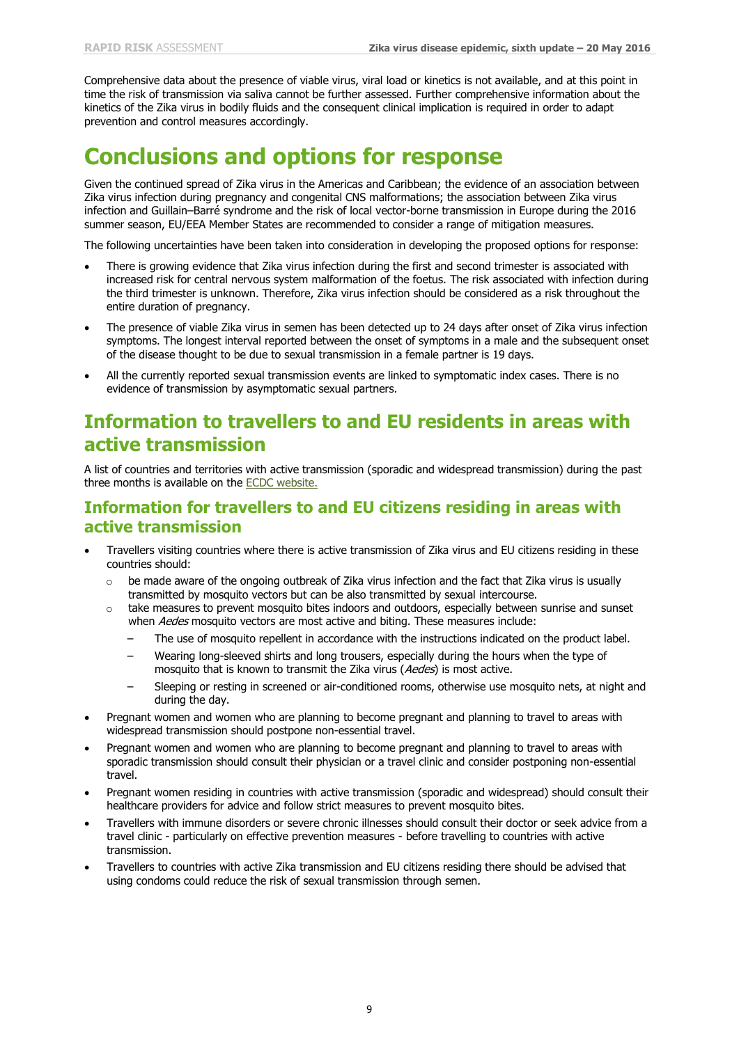Comprehensive data about the presence of viable virus, viral load or kinetics is not available, and at this point in time the risk of transmission via saliva cannot be further assessed. Further comprehensive information about the kinetics of the Zika virus in bodily fluids and the consequent clinical implication is required in order to adapt prevention and control measures accordingly.

# Conclusions and options for response

Given the continued spread of Zika virus in the Americas and Caribbean; the evidence of an association between Zika virus infection during pregnancy and congenital CNS malformations; the association between Zika virus infection and Guillain–Barré syndrome and the risk of local vector-borne transmission in Europe during the 2016 summer season, EU/EEA Member States are recommended to consider a range of mitigation measures.

The following uncertainties have been taken into consideration in developing the proposed options for response:

- There is growing evidence that Zika virus infection during the first and second trimester is associated with increased risk for central nervous system malformation of the foetus. The risk associated with infection during the third trimester is unknown. Therefore, Zika virus infection should be considered as a risk throughout the entire duration of pregnancy.
- The presence of viable Zika virus in semen has been detected up to 24 days after onset of Zika virus infection symptoms. The longest interval reported between the onset of symptoms in a male and the subsequent onset of the disease thought to be due to sexual transmission in a female partner is 19 days.
- All the currently reported sexual transmission events are linked to symptomatic index cases. There is no evidence of transmission by asymptomatic sexual partners.

## Information to travellers to and EU residents in areas with active transmission

A list of countries and territories with active transmission (sporadic and widespread transmission) during the past three months is available on the ECDC website.

### Information for travellers to and EU citizens residing in areas with active transmission

- Travellers visiting countries where there is active transmission of Zika virus and EU citizens residing in these countries should:
  - be made aware of the ongoing outbreak of Zika virus infection and the fact that Zika virus is usually transmitted by mosquito vectors but can be also transmitted by sexual intercourse.
  - take measures to prevent mosquito bites indoors and outdoors, especially between sunrise and sunset when *Aedes* mosquito vectors are most active and biting. These measures include:
    - The use of mosquito repellent in accordance with the instructions indicated on the product label.
    - Wearing long-sleeved shirts and long trousers, especially during the hours when the type of mosquito that is known to transmit the Zika virus (*Aedes*) is most active.
    - Sleeping or resting in screened or air-conditioned rooms, otherwise use mosquito nets, at night and during the day.
- Pregnant women and women who are planning to become pregnant and planning to travel to areas with widespread transmission should postpone non-essential travel.
- Pregnant women and women who are planning to become pregnant and planning to travel to areas with sporadic transmission should consult their physician or a travel clinic and consider postponing non-essential travel.
- Pregnant women residing in countries with active transmission (sporadic and widespread) should consult their healthcare providers for advice and follow strict measures to prevent mosquito bites.
- Travellers with immune disorders or severe chronic illnesses should consult their doctor or seek advice from a travel clinic - particularly on effective prevention measures - before travelling to countries with active transmission.
- Travellers to countries with active Zika transmission and EU citizens residing there should be advised that using condoms could reduce the risk of sexual transmission through semen.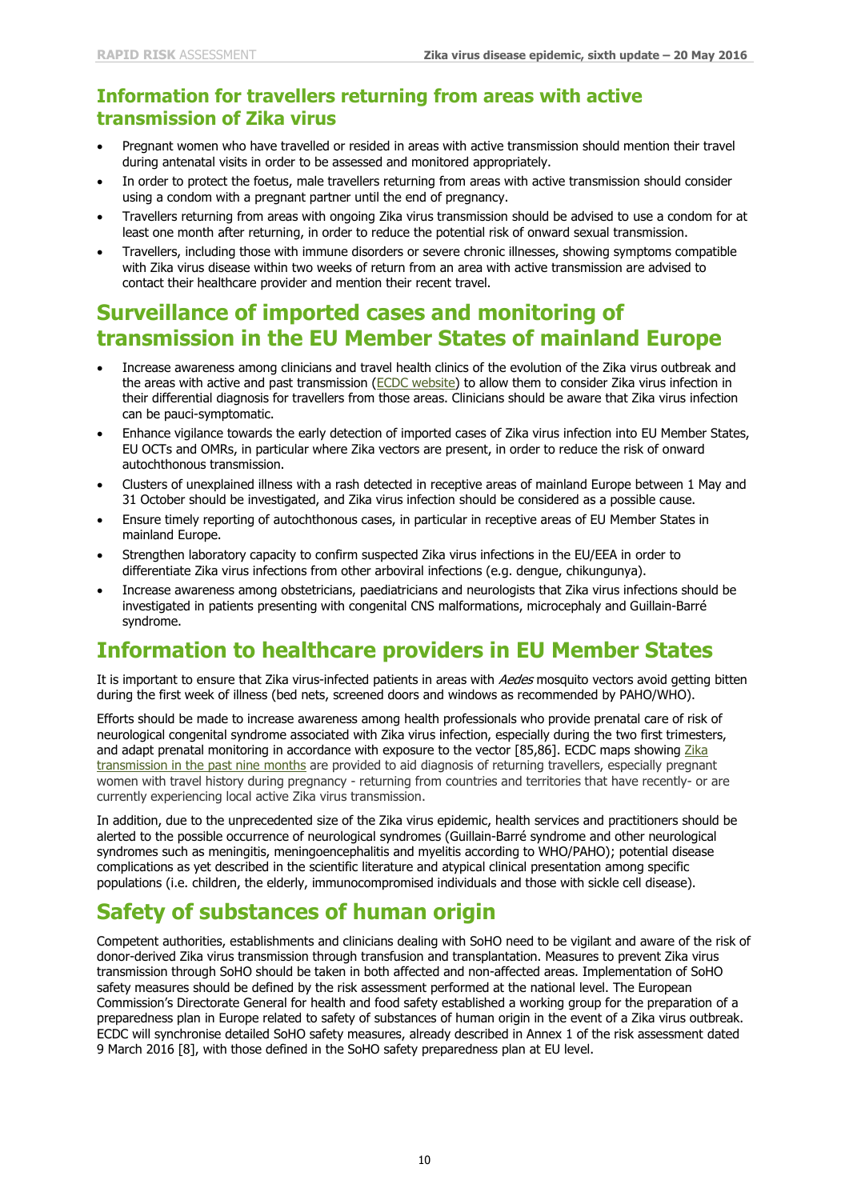## Information for travellers returning from areas with active transmission of Zika virus

- Pregnant women who have travelled or resided in areas with active transmission should mention their travel during antenatal visits in order to be assessed and monitored appropriately.
- In order to protect the foetus, male travellers returning from areas with active transmission should consider using a condom with a pregnant partner until the end of pregnancy.
- Travellers returning from areas with ongoing Zika virus transmission should be advised to use a condom for at least one month after returning, in order to reduce the potential risk of onward sexual transmission.
- Travellers, including those with immune disorders or severe chronic illnesses, showing symptoms compatible with Zika virus disease within two weeks of return from an area with active transmission are advised to contact their healthcare provider and mention their recent travel.

# Surveillance of imported cases and monitoring of transmission in the EU Member States of mainland Europe

- Increase awareness among clinicians and travel health clinics of the evolution of the Zika virus outbreak and the areas with active and past transmission (ECDC website) to allow them to consider Zika virus infection in their differential diagnosis for travellers from those areas. Clinicians should be aware that Zika virus infection can be pauci-symptomatic.
- Enhance vigilance towards the early detection of imported cases of Zika virus infection into EU Member States, EU OCTs and OMRs, in particular where Zika vectors are present, in order to reduce the risk of onward autochthonous transmission.
- Clusters of unexplained illness with a rash detected in receptive areas of mainland Europe between 1 May and 31 October should be investigated, and Zika virus infection should be considered as a possible cause.
- Ensure timely reporting of autochthonous cases, in particular in receptive areas of EU Member States in mainland Europe.
- Strengthen laboratory capacity to confirm suspected Zika virus infections in the EU/EEA in order to differentiate Zika virus infections from other arboviral infections (e.g. dengue, chikungunya).
- Increase awareness among obstetricians, paediatricians and neurologists that Zika virus infections should be investigated in patients presenting with congenital CNS malformations, microcephaly and Guillain-Barré syndrome.

# Information to healthcare providers in EU Member States

It is important to ensure that Zika virus-infected patients in areas with *Aedes* mosquito vectors avoid getting bitten during the first week of illness (bed nets, screened doors and windows as recommended by PAHO/WHO).

Efforts should be made to increase awareness among health professionals who provide prenatal care of risk of neurological congenital syndrome associated with Zika virus infection, especially during the two first trimesters, and adapt prenatal monitoring in accordance with exposure to the vector [85,86]. ECDC maps showing Zika transmission in the past nine months are provided to aid diagnosis of returning travellers, especially pregnant women with travel history during pregnancy - returning from countries and territories that have recently- or are currently experiencing local active Zika virus transmission.

In addition, due to the unprecedented size of the Zika virus epidemic, health services and practitioners should be alerted to the possible occurrence of neurological syndromes (Guillain-Barré syndrome and other neurological syndromes such as meningitis, meningoencephalitis and myelitis according to WHO/PAHO); potential disease complications as yet described in the scientific literature and atypical clinical presentation among specific populations (i.e. children, the elderly, immunocompromised individuals and those with sickle cell disease).

# Safety of substances of human origin

Competent authorities, establishments and clinicians dealing with SoHO need to be vigilant and aware of the risk of donor-derived Zika virus transmission through transfusion and transplantation. Measures to prevent Zika virus transmission through SoHO should be taken in both affected and non-affected areas. Implementation of SoHO safety measures should be defined by the risk assessment performed at the national level. The European Commission's Directorate General for health and food safety established a working group for the preparation of a preparedness plan in Europe related to safety of substances of human origin in the event of a Zika virus outbreak. ECDC will synchronise detailed SoHO safety measures, already described in Annex 1 of the risk assessment dated 9 March 2016 [8], with those defined in the SoHO safety preparedness plan at EU level.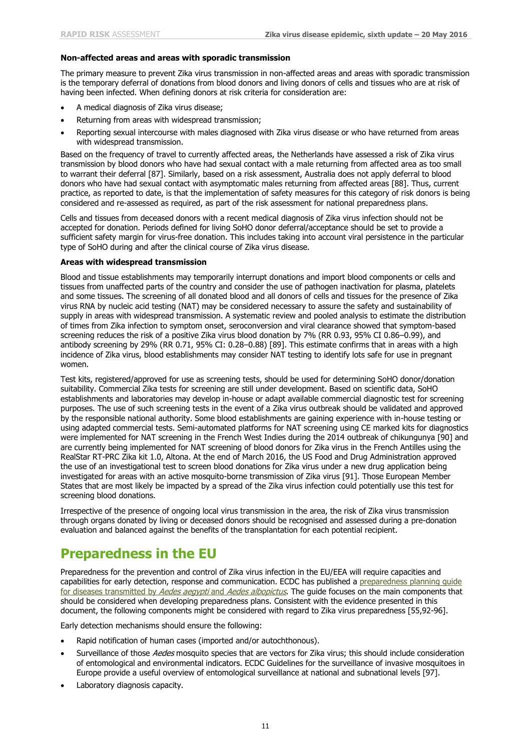### Non-affected areas and areas with sporadic transmission

The primary measure to prevent Zika virus transmission in non-affected areas and areas with sporadic transmission is the temporary deferral of donations from blood donors and living donors of cells and tissues who are at risk of having been infected. When defining donors at risk criteria for consideration are:

- A medical diagnosis of Zika virus disease;
- Returning from areas with widespread transmission;
- Reporting sexual intercourse with males diagnosed with Zika virus disease or who have returned from areas with widespread transmission.

Based on the frequency of travel to currently affected areas, the Netherlands have assessed a risk of Zika virus transmission by blood donors who have had sexual contact with a male returning from affected area as too small to warrant their deferral [87]. Similarly, based on a risk assessment, Australia does not apply deferral to blood donors who have had sexual contact with asymptomatic males returning from affected areas [88]. Thus, current practice, as reported to date, is that the implementation of safety measures for this category of risk donors is being considered and re-assessed as required, as part of the risk assessment for national preparedness plans.

Cells and tissues from deceased donors with a recent medical diagnosis of Zika virus infection should not be accepted for donation. Periods defined for living SoHO donor deferral/acceptance should be set to provide a sufficient safety margin for virus-free donation. This includes taking into account viral persistence in the particular type of SoHO during and after the clinical course of Zika virus disease.

### Areas with widespread transmission

Blood and tissue establishments may temporarily interrupt donations and import blood components or cells and tissues from unaffected parts of the country and consider the use of pathogen inactivation for plasma, platelets and some tissues. The screening of all donated blood and all donors of cells and tissues for the presence of Zika virus RNA by nucleic acid testing (NAT) may be considered necessary to assure the safety and sustainability of supply in areas with widespread transmission. A systematic review and pooled analysis to estimate the distribution of times from Zika infection to symptom onset, seroconversion and viral clearance showed that symptom-based screening reduces the risk of a positive Zika virus blood donation by 7% (RR 0.93, 95% CI 0.86–0.99), and antibody screening by 29% (RR 0.71, 95% CI: 0.28–0.88) [89]. This estimate confirms that in areas with a high incidence of Zika virus, blood establishments may consider NAT testing to identify lots safe for use in pregnant women.

Test kits, registered/approved for use as screening tests, should be used for determining SoHO donor/donation suitability. Commercial Zika tests for screening are still under development. Based on scientific data, SoHO establishments and laboratories may develop in-house or adapt available commercial diagnostic test for screening purposes. The use of such screening tests in the event of a Zika virus outbreak should be validated and approved by the responsible national authority. Some blood establishments are gaining experience with in-house testing or using adapted commercial tests. Semi-automated platforms for NAT screening using CE marked kits for diagnostics were implemented for NAT screening in the French West Indies during the 2014 outbreak of chikungunya [90] and are currently being implemented for NAT screening of blood donors for Zika virus in the French Antilles using the RealStar RT-PRC Zika kit 1.0, Altona. At the end of March 2016, the US Food and Drug Administration approved the use of an investigational test to screen blood donations for Zika virus under a new drug application being investigated for areas with an active mosquito-borne transmission of Zika virus [91]. Those European Member States that are most likely be impacted by a spread of the Zika virus infection could potentially use this test for screening blood donations.

Irrespective of the presence of ongoing local virus transmission in the area, the risk of Zika virus transmission through organs donated by living or deceased donors should be recognised and assessed during a pre-donation evaluation and balanced against the benefits of the transplantation for each potential recipient.

# Preparedness in the EU

Preparedness for the prevention and control of Zika virus infection in the EU/EEA will require capacities and capabilities for early detection, response and communication. ECDC has published a preparedness planning guide for diseases transmitted by *Aedes aegypti* and *Aedes albopictus*. The guide focuses on the main components that should be considered when developing preparedness plans. Consistent with the evidence presented in this document, the following components might be considered with regard to Zika virus preparedness [55,92-96].

Early detection mechanisms should ensure the following:

- Rapid notification of human cases (imported and/or autochthonous).
- Surveillance of those *Aedes* mosquito species that are vectors for Zika virus; this should include consideration of entomological and environmental indicators. ECDC Guidelines for the surveillance of invasive mosquitoes in Europe provide a useful overview of entomological surveillance at national and subnational levels [97].
- Laboratory diagnosis capacity.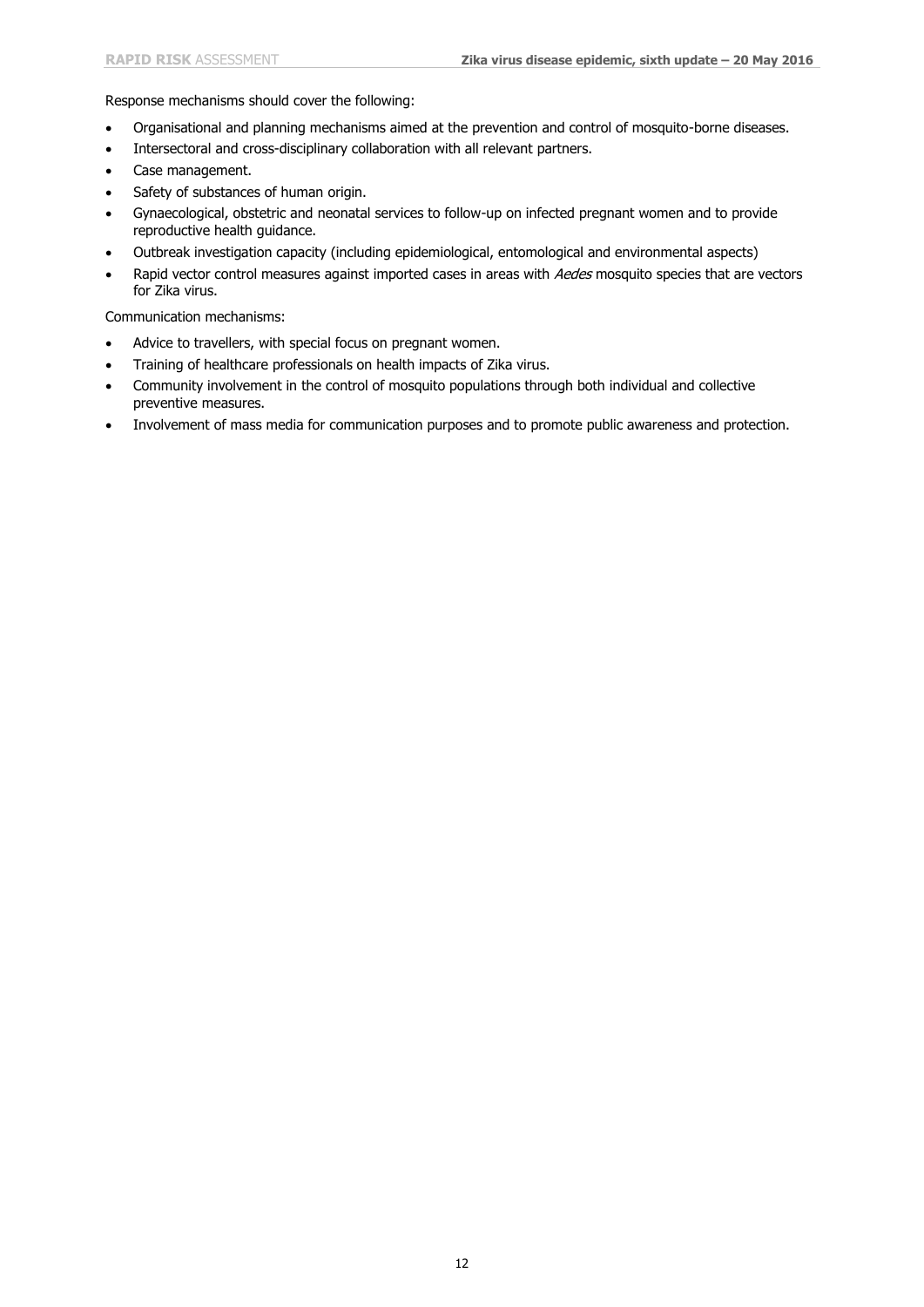Response mechanisms should cover the following:

- Organisational and planning mechanisms aimed at the prevention and control of mosquito-borne diseases.
- Intersectoral and cross-disciplinary collaboration with all relevant partners.
- Case management.
- Safety of substances of human origin.
- Gynaecological, obstetric and neonatal services to follow-up on infected pregnant women and to provide reproductive health guidance.
- Outbreak investigation capacity (including epidemiological, entomological and environmental aspects)
- Rapid vector control measures against imported cases in areas with *Aedes* mosquito species that are vectors for Zika virus.

Communication mechanisms:

- Advice to travellers, with special focus on pregnant women.
- Training of healthcare professionals on health impacts of Zika virus.
- Community involvement in the control of mosquito populations through both individual and collective preventive measures.
- Involvement of mass media for communication purposes and to promote public awareness and protection.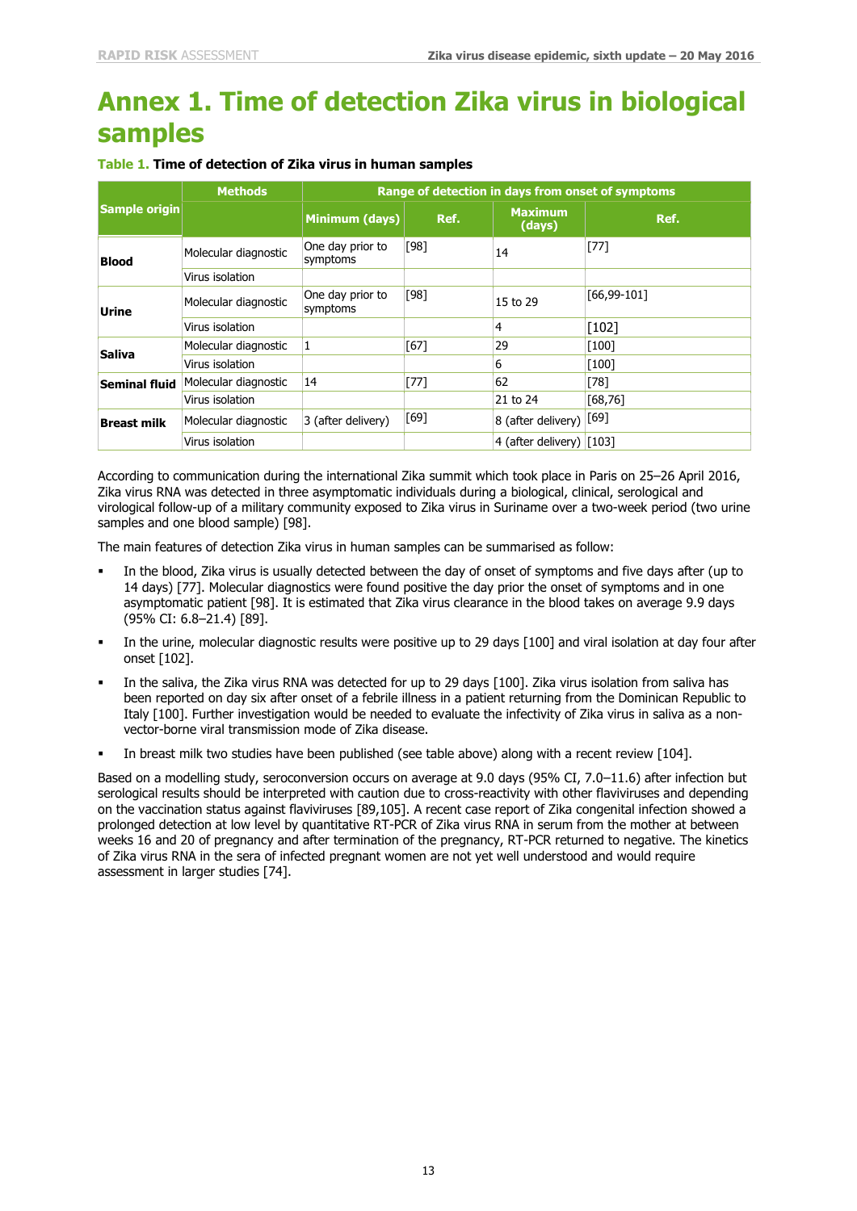# Annex 1. Time of detection Zika virus in biological samples

**Table 1.** **Time of detection of Zika virus in human samples**

| Sample origin | Methods | Range of detection in days from onset of symptoms | | | |
|---|---|---|---|---|---|
| | | Minimum (days) | Ref. | Maximum (days) | Ref. |
| **Blood** | Molecular diagnostic | One day prior to symptoms | [98] | 14 | [77] |
| | Virus isolation | | | | |
| **Urine** | Molecular diagnostic | One day prior to symptoms | [98] | 15 to 29 | [66,99-101] |
| | Virus isolation | | | 4 | [102] |
| **Saliva** | Molecular diagnostic | 1 | [67] | 29 | [100] |
| | Virus isolation | | | 6 | [100] |
| **Seminal fluid** | Molecular diagnostic | 14 | [77] | 62 | [78] |
| | Virus isolation | | | 21 to 24 | [68,76] |
| **Breast milk** | Molecular diagnostic | 3 (after delivery) | [69] | 8 (after delivery) | [69] |
| | Virus isolation | | | 4 (after delivery) | [103] |

According to communication during the international Zika summit which took place in Paris on 25–26 April 2016, Zika virus RNA was detected in three asymptomatic individuals during a biological, clinical, serological and virological follow-up of a military community exposed to Zika virus in Suriname over a two-week period (two urine samples and one blood sample) [98].

The main features of detection Zika virus in human samples can be summarised as follow:

- In the blood, Zika virus is usually detected between the day of onset of symptoms and five days after (up to 14 days) [77]. Molecular diagnostics were found positive the day prior the onset of symptoms and in one asymptomatic patient [98]. It is estimated that Zika virus clearance in the blood takes on average 9.9 days (95% CI: 6.8–21.4) [89].
- In the urine, molecular diagnostic results were positive up to 29 days [100] and viral isolation at day four after onset [102].
- In the saliva, the Zika virus RNA was detected for up to 29 days [100]. Zika virus isolation from saliva has been reported on day six after onset of a febrile illness in a patient returning from the Dominican Republic to Italy [100]. Further investigation would be needed to evaluate the infectivity of Zika virus in saliva as a non-vector-borne viral transmission mode of Zika disease.
- In breast milk two studies have been published (see table above) along with a recent review [104].

Based on a modelling study, seroconversion occurs on average at 9.0 days (95% CI, 7.0–11.6) after infection but serological results should be interpreted with caution due to cross-reactivity with other flaviviruses and depending on the vaccination status against flaviviruses [89,105]. A recent case report of Zika congenital infection showed a prolonged detection at low level by quantitative RT-PCR of Zika virus RNA in serum from the mother at between weeks 16 and 20 of pregnancy and after termination of the pregnancy, RT-PCR returned to negative. The kinetics of Zika virus RNA in the sera of infected pregnant women are not yet well understood and would require assessment in larger studies [74].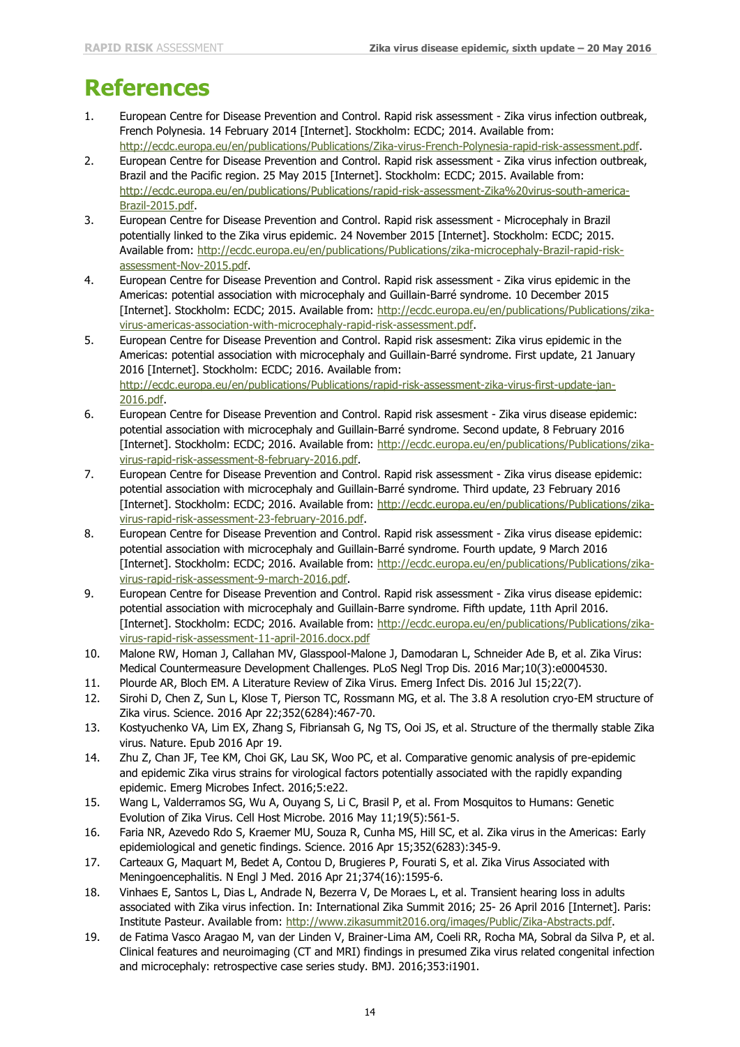# References

1. European Centre for Disease Prevention and Control. Rapid risk assessment - Zika virus infection outbreak, French Polynesia. 14 February 2014 [Internet]. Stockholm: ECDC; 2014. Available from: http://ecdc.europa.eu/en/publications/Publications/Zika-virus-French-Polynesia-rapid-risk-assessment.pdf.
2. European Centre for Disease Prevention and Control. Rapid risk assessment - Zika virus infection outbreak, Brazil and the Pacific region. 25 May 2015 [Internet]. Stockholm: ECDC; 2015. Available from: http://ecdc.europa.eu/en/publications/Publications/rapid-risk-assessment-Zika%20virus-south-america-Brazil-2015.pdf.
3. European Centre for Disease Prevention and Control. Rapid risk assessment - Microcephaly in Brazil potentially linked to the Zika virus epidemic. 24 November 2015 [Internet]. Stockholm: ECDC; 2015. Available from: http://ecdc.europa.eu/en/publications/Publications/zika-microcephaly-Brazil-rapid-risk-assessment-Nov-2015.pdf.
4. European Centre for Disease Prevention and Control. Rapid risk assessment - Zika virus epidemic in the Americas: potential association with microcephaly and Guillain-Barré syndrome. 10 December 2015 [Internet]. Stockholm: ECDC; 2015. Available from: http://ecdc.europa.eu/en/publications/Publications/zika-virus-americas-association-with-microcephaly-rapid-risk-assessment.pdf.
5. European Centre for Disease Prevention and Control. Rapid risk assesment: Zika virus epidemic in the Americas: potential association with microcephaly and Guillain-Barré syndrome. First update, 21 January 2016 [Internet]. Stockholm: ECDC; 2016. Available from: http://ecdc.europa.eu/en/publications/Publications/rapid-risk-assessment-zika-virus-first-update-jan-2016.pdf.
6. European Centre for Disease Prevention and Control. Rapid risk assesment - Zika virus disease epidemic: potential association with microcephaly and Guillain-Barré syndrome. Second update, 8 February 2016 [Internet]. Stockholm: ECDC; 2016. Available from: http://ecdc.europa.eu/en/publications/Publications/zika-virus-rapid-risk-assessment-8-february-2016.pdf.
7. European Centre for Disease Prevention and Control. Rapid risk assessment - Zika virus disease epidemic: potential association with microcephaly and Guillain-Barré syndrome. Third update, 23 February 2016 [Internet]. Stockholm: ECDC; 2016. Available from: http://ecdc.europa.eu/en/publications/Publications/zika-virus-rapid-risk-assessment-23-february-2016.pdf.
8. European Centre for Disease Prevention and Control. Rapid risk assessment - Zika virus disease epidemic: potential association with microcephaly and Guillain-Barré syndrome. Fourth update, 9 March 2016 [Internet]. Stockholm: ECDC; 2016. Available from: http://ecdc.europa.eu/en/publications/Publications/zika-virus-rapid-risk-assessment-9-march-2016.pdf.
9. European Centre for Disease Prevention and Control. Rapid risk assessment - Zika virus disease epidemic: potential association with microcephaly and Guillain-Barre syndrome. Fifth update, 11th April 2016. [Internet]. Stockholm: ECDC; 2016. Available from: http://ecdc.europa.eu/en/publications/Publications/zika-virus-rapid-risk-assessment-11-april-2016.docx.pdf
10. Malone RW, Homan J, Callahan MV, Glasspool-Malone J, Damodaran L, Schneider Ade B, et al. Zika Virus: Medical Countermeasure Development Challenges. PLoS Negl Trop Dis. 2016 Mar;10(3):e0004530.
11. Plourde AR, Bloch EM. A Literature Review of Zika Virus. Emerg Infect Dis. 2016 Jul 15;22(7).
12. Sirohi D, Chen Z, Sun L, Klose T, Pierson TC, Rossmann MG, et al. The 3.8 A resolution cryo-EM structure of Zika virus. Science. 2016 Apr 22;352(6284):467-70.
13. Kostyuchenko VA, Lim EX, Zhang S, Fibriansah G, Ng TS, Ooi JS, et al. Structure of the thermally stable Zika virus. Nature. Epub 2016 Apr 19.
14. Zhu Z, Chan JF, Tee KM, Choi GK, Lau SK, Woo PC, et al. Comparative genomic analysis of pre-epidemic and epidemic Zika virus strains for virological factors potentially associated with the rapidly expanding epidemic. Emerg Microbes Infect. 2016;5:e22.
15. Wang L, Valderramos SG, Wu A, Ouyang S, Li C, Brasil P, et al. From Mosquitos to Humans: Genetic Evolution of Zika Virus. Cell Host Microbe. 2016 May 11;19(5):561-5.
16. Faria NR, Azevedo Rdo S, Kraemer MU, Souza R, Cunha MS, Hill SC, et al. Zika virus in the Americas: Early epidemiological and genetic findings. Science. 2016 Apr 15;352(6283):345-9.
17. Carteaux G, Maquart M, Bedet A, Contou D, Brugieres P, Fourati S, et al. Zika Virus Associated with Meningoencephalitis. N Engl J Med. 2016 Apr 21;374(16):1595-6.
18. Vinhaes E, Santos L, Dias L, Andrade N, Bezerra V, De Moraes L, et al. Transient hearing loss in adults associated with Zika virus infection. In: International Zika Summit 2016; 25- 26 April 2016 [Internet]. Paris: Institute Pasteur. Available from: http://www.zikasummit2016.org/images/Public/Zika-Abstracts.pdf.
19. de Fatima Vasco Aragao M, van der Linden V, Brainer-Lima AM, Coeli RR, Rocha MA, Sobral da Silva P, et al. Clinical features and neuroimaging (CT and MRI) findings in presumed Zika virus related congenital infection and microcephaly: retrospective case series study. BMJ. 2016;353:i1901.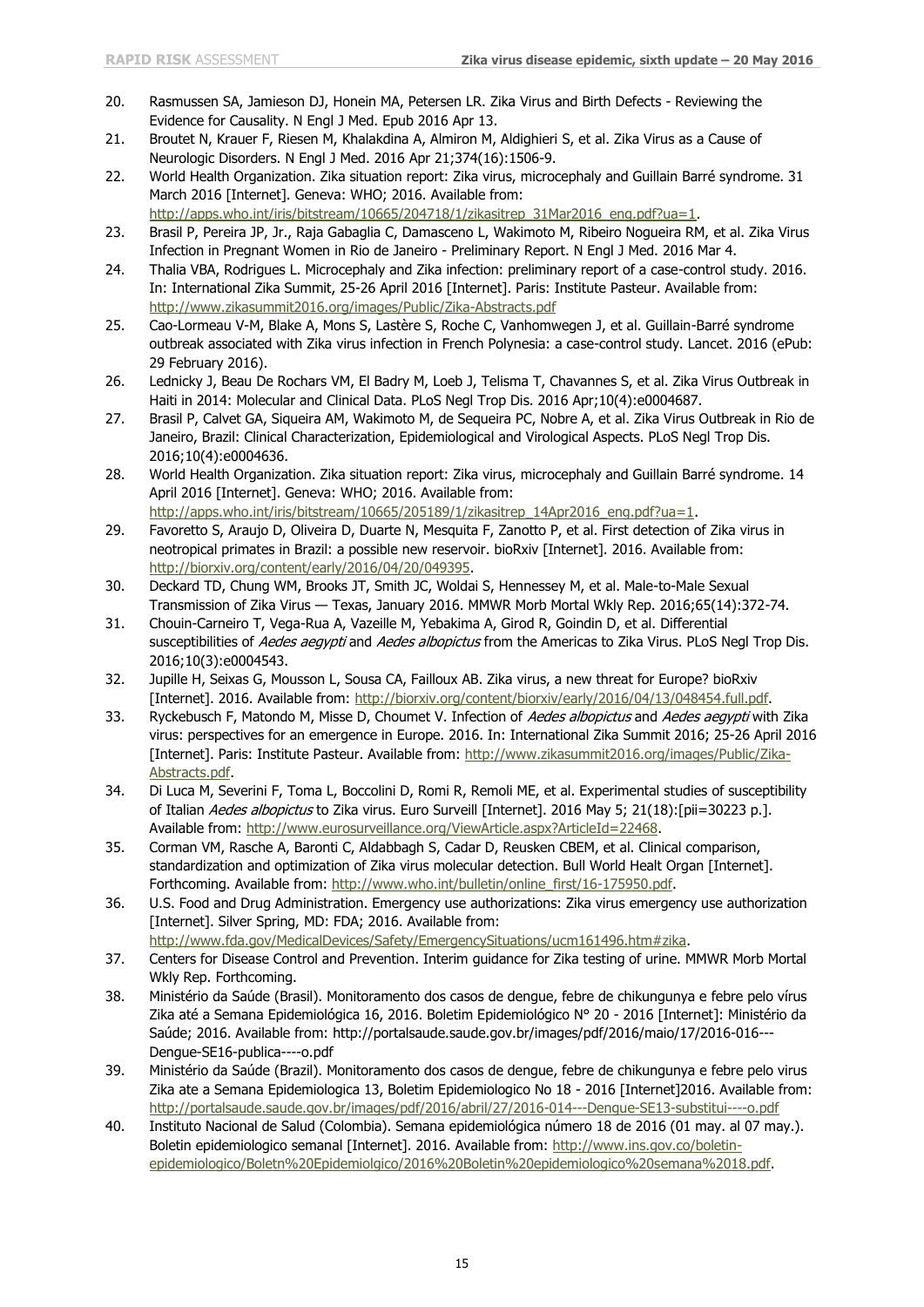20. Rasmussen SA, Jamieson DJ, Honein MA, Petersen LR. Zika Virus and Birth Defects - Reviewing the Evidence for Causality. N Engl J Med. Epub 2016 Apr 13.
21. Broutet N, Krauer F, Riesen M, Khalakdina A, Almiron M, Aldighieri S, et al. Zika Virus as a Cause of Neurologic Disorders. N Engl J Med. 2016 Apr 21;374(16):1506-9.
22. World Health Organization. Zika situation report: Zika virus, microcephaly and Guillain Barré syndrome. 31 March 2016 [Internet]. Geneva: WHO; 2016. Available from: http://apps.who.int/iris/bitstream/10665/204718/1/zikasitrep_31Mar2016_eng.pdf?ua=1.
23. Brasil P, Pereira JP, Jr., Raja Gabaglia C, Damasceno L, Wakimoto M, Ribeiro Nogueira RM, et al. Zika Virus Infection in Pregnant Women in Rio de Janeiro - Preliminary Report. N Engl J Med. 2016 Mar 4.
24. Thalia VBA, Rodrigues L. Microcephaly and Zika infection: preliminary report of a case-control study. 2016. In: International Zika Summit, 25-26 April 2016 [Internet]. Paris: Institute Pasteur. Available from: http://www.zikasummit2016.org/images/Public/Zika-Abstracts.pdf
25. Cao-Lormeau V-M, Blake A, Mons S, Lastère S, Roche C, Vanhomwegen J, et al. Guillain-Barré syndrome outbreak associated with Zika virus infection in French Polynesia: a case-control study. Lancet. 2016 (ePub: 29 February 2016).
26. Lednicky J, Beau De Rochars VM, El Badry M, Loeb J, Telisma T, Chavannes S, et al. Zika Virus Outbreak in Haiti in 2014: Molecular and Clinical Data. PLoS Negl Trop Dis. 2016 Apr;10(4):e0004687.
27. Brasil P, Calvet GA, Siqueira AM, Wakimoto M, de Sequeira PC, Nobre A, et al. Zika Virus Outbreak in Rio de Janeiro, Brazil: Clinical Characterization, Epidemiological and Virological Aspects. PLoS Negl Trop Dis. 2016;10(4):e0004636.
28. World Health Organization. Zika situation report: Zika virus, microcephaly and Guillain Barré syndrome. 14 April 2016 [Internet]. Geneva: WHO; 2016. Available from: http://apps.who.int/iris/bitstream/10665/205189/1/zikasitrep_14Apr2016_eng.pdf?ua=1.
29. Favoretto S, Araujo D, Oliveira D, Duarte N, Mesquita F, Zanotto P, et al. First detection of Zika virus in neotropical primates in Brazil: a possible new reservoir. bioRxiv [Internet]. 2016. Available from: http://biorxiv.org/content/early/2016/04/20/049395.
30. Deckard TD, Chung WM, Brooks JT, Smith JC, Woldai S, Hennessey M, et al. Male-to-Male Sexual Transmission of Zika Virus — Texas, January 2016. MMWR Morb Mortal Wkly Rep. 2016;65(14):372-74.
31. Chouin-Carneiro T, Vega-Rua A, Vazeille M, Yebakima A, Girod R, Goindin D, et al. Differential susceptibilities of *Aedes aegypti* and *Aedes albopictus* from the Americas to Zika Virus. PLoS Negl Trop Dis. 2016;10(3):e0004543.
32. Jupille H, Seixas G, Mousson L, Sousa CA, Failloux AB. Zika virus, a new threat for Europe? bioRxiv [Internet]. 2016. Available from: http://biorxiv.org/content/biorxiv/early/2016/04/13/048454.full.pdf.
33. Ryckebusch F, Matondo M, Misse D, Choumet V. Infection of *Aedes albopictus* and *Aedes aegypti* with Zika virus: perspectives for an emergence in Europe. 2016. In: International Zika Summit 2016; 25-26 April 2016 [Internet]. Paris: Institute Pasteur. Available from: http://www.zikasummit2016.org/images/Public/Zika-Abstracts.pdf.
34. Di Luca M, Severini F, Toma L, Boccolini D, Romi R, Remoli ME, et al. Experimental studies of susceptibility of Italian *Aedes albopictus* to Zika virus. Euro Surveill [Internet]. 2016 May 5; 21(18):[pii=30223 p.]. Available from: http://www.eurosurveillance.org/ViewArticle.aspx?ArticleId=22468.
35. Corman VM, Rasche A, Baronti C, Aldabbagh S, Cadar D, Reusken CBEM, et al. Clinical comparison, standardization and optimization of Zika virus molecular detection. Bull World Healt Organ [Internet]. Forthcoming. Available from: http://www.who.int/bulletin/online_first/16-175950.pdf.
36. U.S. Food and Drug Administration. Emergency use authorizations: Zika virus emergency use authorization [Internet]. Silver Spring, MD: FDA; 2016. Available from: http://www.fda.gov/MedicalDevices/Safety/EmergencySituations/ucm161496.htm#zika.
37. Centers for Disease Control and Prevention. Interim guidance for Zika testing of urine. MMWR Morb Mortal Wkly Rep. Forthcoming.
38. Ministério da Saúde (Brasil). Monitoramento dos casos de dengue, febre de chikungunya e febre pelo vírus Zika até a Semana Epidemiológica 16, 2016. Boletim Epidemiológico N° 20 - 2016 [Internet]: Ministério da Saúde; 2016. Available from: http://portalsaude.saude.gov.br/images/pdf/2016/maio/17/2016-016---Dengue-SE16-publica----o.pdf
39. Ministério da Saúde (Brazil). Monitoramento dos casos de dengue, febre de chikungunya e febre pelo virus Zika ate a Semana Epidemiologica 13, Boletim Epidemiologico No 18 - 2016 [Internet]2016. Available from: http://portalsaude.saude.gov.br/images/pdf/2016/abril/27/2016-014---Dengue-SE13-substitui----o.pdf
40. Instituto Nacional de Salud (Colombia). Semana epidemiológica número 18 de 2016 (01 may. al 07 may.). Boletin epidemiologico semanal [Internet]. 2016. Available from: http://www.ins.gov.co/boletin-epidemiologico/Boletn%20Epidemiolgico/2016%20Boletin%20epidemiologico%20semana%2018.pdf.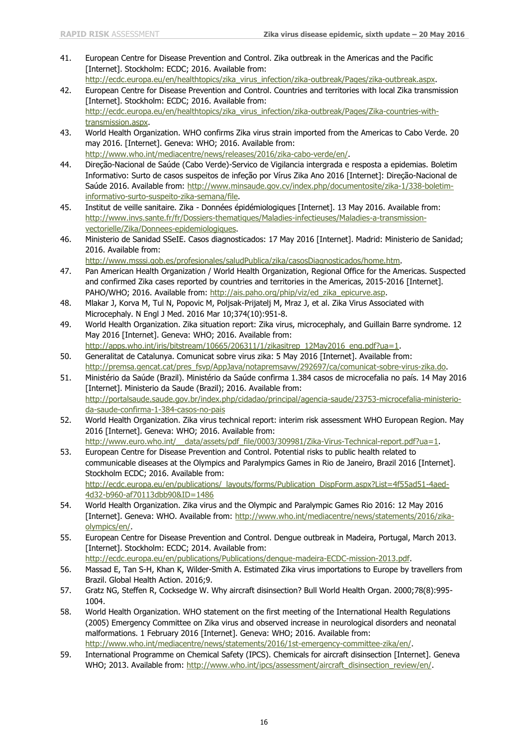41. European Centre for Disease Prevention and Control. Zika outbreak in the Americas and the Pacific [Internet]. Stockholm: ECDC; 2016. Available from: http://ecdc.europa.eu/en/healthtopics/zika_virus_infection/zika-outbreak/Pages/zika-outbreak.aspx.
42. European Centre for Disease Prevention and Control. Countries and territories with local Zika transmission [Internet]. Stockholm: ECDC; 2016. Available from: http://ecdc.europa.eu/en/healthtopics/zika_virus_infection/zika-outbreak/Pages/Zika-countries-with-transmission.aspx.
43. World Health Organization. WHO confirms Zika virus strain imported from the Americas to Cabo Verde. 20 may 2016. [Internet]. Geneva: WHO; 2016. Available from: http://www.who.int/mediacentre/news/releases/2016/zika-cabo-verde/en/.
44. Direção-Nacional de Saúde (Cabo Verde)-Servico de Vigilancia intergrada e resposta a epidemias. Boletim Informativo: Surto de casos suspeitos de infeção por Vírus Zika Ano 2016 [Internet]: Direção-Nacional de Saúde 2016. Available from: http://www.minsaude.gov.cv/index.php/documentosite/zika-1/338-boletim-informativo-surto-suspeito-zika-semana/file.
45. Institut de veille sanitaire. Zika - Données épidémiologiques [Internet]. 13 May 2016. Available from: http://www.invs.sante.fr/fr/Dossiers-thematiques/Maladies-infectieuses/Maladies-a-transmission-vectorielle/Zika/Donnees-epidemiologiques.
46. Ministerio de Sanidad SSeIE. Casos diagnosticados: 17 May 2016 [Internet]. Madrid: Ministerio de Sanidad; 2016. Available from: http://www.msssi.gob.es/profesionales/saludPublica/zika/casosDiagnosticados/home.htm.
47. Pan American Health Organization / World Health Organization, Regional Office for the Americas. Suspected and confirmed Zika cases reported by countries and territories in the Americas, 2015-2016 [Internet]. PAHO/WHO; 2016. Available from: http://ais.paho.org/phip/viz/ed_zika_epicurve.asp.
48. Mlakar J, Korva M, Tul N, Popovic M, Poljsak-Prijatelj M, Mraz J, et al. Zika Virus Associated with Microcephaly. N Engl J Med. 2016 Mar 10;374(10):951-8.
49. World Health Organization. Zika situation report: Zika virus, microcephaly, and Guillain Barre syndrome. 12 May 2016 [Internet]. Geneva: WHO; 2016. Available from: http://apps.who.int/iris/bitstream/10665/206311/1/zikasitrep_12May2016_eng.pdf?ua=1.
50. Generalitat de Catalunya. Comunicat sobre virus zika: 5 May 2016 [Internet]. Available from: http://premsa.gencat.cat/pres_fsvp/AppJava/notapremsavw/292697/ca/comunicat-sobre-virus-zika.do.
51. Ministério da Saúde (Brazil). Ministério da Saúde confirma 1.384 casos de microcefalia no país. 14 May 2016 [Internet]. Ministerio da Saude (Brazil); 2016. Available from: http://portalsaude.saude.gov.br/index.php/cidadao/principal/agencia-saude/23753-microcefalia-ministerio-da-saude-confirma-1-384-casos-no-pais
52. World Health Organization. Zika virus technical report: interim risk assessment WHO European Region. May 2016 [Internet]. Geneva: WHO; 2016. Available from: http://www.euro.who.int/__data/assets/pdf_file/0003/309981/Zika-Virus-Technical-report.pdf?ua=1.
53. European Centre for Disease Prevention and Control. Potential risks to public health related to communicable diseases at the Olympics and Paralympics Games in Rio de Janeiro, Brazil 2016 [Internet]. Stockholm ECDC; 2016. Available from: http://ecdc.europa.eu/en/publications/_layouts/forms/Publication_DispForm.aspx?List=4f55ad51-4aed-4d32-b960-af70113dbb90&ID=1486
54. World Health Organization. Zika virus and the Olympic and Paralympic Games Rio 2016: 12 May 2016 [Internet]. Geneva: WHO. Available from: http://www.who.int/mediacentre/news/statements/2016/zika-olympics/en/.
55. European Centre for Disease Prevention and Control. Dengue outbreak in Madeira, Portugal, March 2013. [Internet]. Stockholm: ECDC; 2014. Available from: http://ecdc.europa.eu/en/publications/Publications/dengue-madeira-ECDC-mission-2013.pdf.
56. Massad E, Tan S-H, Khan K, Wilder-Smith A. Estimated Zika virus importations to Europe by travellers from Brazil. Global Health Action. 2016;9.
57. Gratz NG, Steffen R, Cocksedge W. Why aircraft disinsection? Bull World Health Organ. 2000;78(8):995-1004.
58. World Health Organization. WHO statement on the first meeting of the International Health Regulations (2005) Emergency Committee on Zika virus and observed increase in neurological disorders and neonatal malformations. 1 February 2016 [Internet]. Geneva: WHO; 2016. Available from: http://www.who.int/mediacentre/news/statements/2016/1st-emergency-committee-zika/en/.
59. International Programme on Chemical Safety (IPCS). Chemicals for aircraft disinsection [Internet]. Geneva WHO; 2013. Available from: http://www.who.int/ipcs/assessment/aircraft_disinsection_review/en/.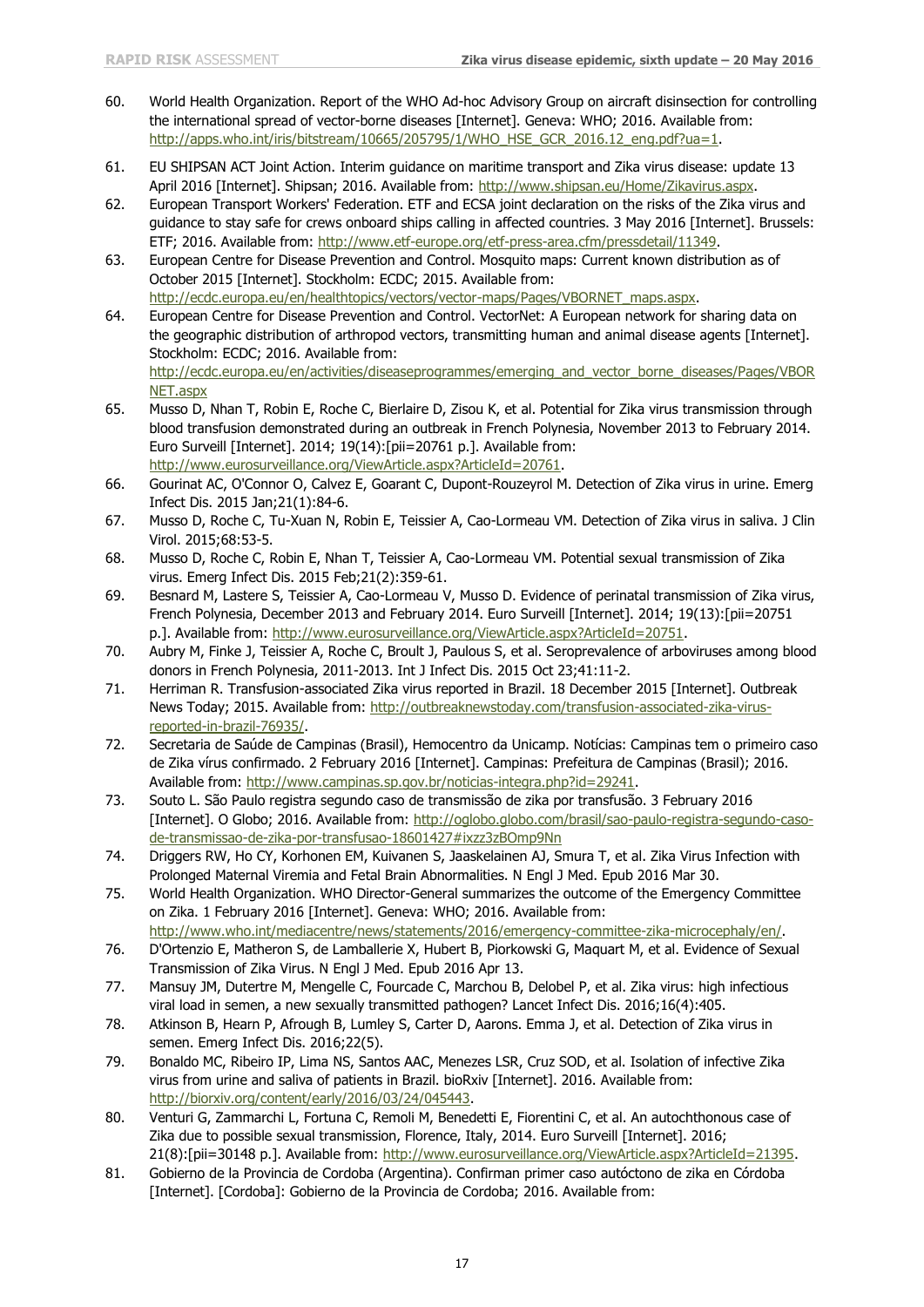60. World Health Organization. Report of the WHO Ad-hoc Advisory Group on aircraft disinsection for controlling the international spread of vector-borne diseases [Internet]. Geneva: WHO; 2016. Available from: http://apps.who.int/iris/bitstream/10665/205795/1/WHO_HSE_GCR_2016.12_eng.pdf?ua=1.
61. EU SHIPSAN ACT Joint Action. Interim guidance on maritime transport and Zika virus disease: update 13 April 2016 [Internet]. Shipsan; 2016. Available from: http://www.shipsan.eu/Home/Zikavirus.aspx.
62. European Transport Workers' Federation. ETF and ECSA joint declaration on the risks of the Zika virus and guidance to stay safe for crews onboard ships calling in affected countries. 3 May 2016 [Internet]. Brussels: ETF; 2016. Available from: http://www.etf-europe.org/etf-press-area.cfm/pressdetail/11349.
63. European Centre for Disease Prevention and Control. Mosquito maps: Current known distribution as of October 2015 [Internet]. Stockholm: ECDC; 2015. Available from: http://ecdc.europa.eu/en/healthtopics/vectors/vector-maps/Pages/VBORNET_maps.aspx.
64. European Centre for Disease Prevention and Control. VectorNet: A European network for sharing data on the geographic distribution of arthropod vectors, transmitting human and animal disease agents [Internet]. Stockholm: ECDC; 2016. Available from: http://ecdc.europa.eu/en/activities/diseaseprogrammes/emerging_and_vector_borne_diseases/Pages/VBORNET.aspx
65. Musso D, Nhan T, Robin E, Roche C, Bierlaire D, Zisou K, et al. Potential for Zika virus transmission through blood transfusion demonstrated during an outbreak in French Polynesia, November 2013 to February 2014. Euro Surveill [Internet]. 2014; 19(14):[pii=20761 p.]. Available from: http://www.eurosurveillance.org/ViewArticle.aspx?ArticleId=20761.
66. Gourinat AC, O'Connor O, Calvez E, Goarant C, Dupont-Rouzeyrol M. Detection of Zika virus in urine. Emerg Infect Dis. 2015 Jan;21(1):84-6.
67. Musso D, Roche C, Tu-Xuan N, Robin E, Teissier A, Cao-Lormeau VM. Detection of Zika virus in saliva. J Clin Virol. 2015;68:53-5.
68. Musso D, Roche C, Robin E, Nhan T, Teissier A, Cao-Lormeau VM. Potential sexual transmission of Zika virus. Emerg Infect Dis. 2015 Feb;21(2):359-61.
69. Besnard M, Lastere S, Teissier A, Cao-Lormeau V, Musso D. Evidence of perinatal transmission of Zika virus, French Polynesia, December 2013 and February 2014. Euro Surveill [Internet]. 2014; 19(13):[pii=20751 p.]. Available from: http://www.eurosurveillance.org/ViewArticle.aspx?ArticleId=20751.
70. Aubry M, Finke J, Teissier A, Roche C, Broult J, Paulous S, et al. Seroprevalence of arboviruses among blood donors in French Polynesia, 2011-2013. Int J Infect Dis. 2015 Oct 23;41:11-2.
71. Herriman R. Transfusion-associated Zika virus reported in Brazil. 18 December 2015 [Internet]. Outbreak News Today; 2015. Available from: http://outbreaknewstoday.com/transfusion-associated-zika-virus-reported-in-brazil-76935/.
72. Secretaria de Saúde de Campinas (Brasil), Hemocentro da Unicamp. Notícias: Campinas tem o primeiro caso de Zika vírus confirmado. 2 February 2016 [Internet]. Campinas: Prefeitura de Campinas (Brasil); 2016. Available from: http://www.campinas.sp.gov.br/noticias-integra.php?id=29241.
73. Souto L. São Paulo registra segundo caso de transmissão de zika por transfusão. 3 February 2016 [Internet]. O Globo; 2016. Available from: http://oglobo.globo.com/brasil/sao-paulo-registra-segundo-caso-de-transmissao-de-zika-por-transfusao-18601427#ixzz3zBOmp9Nn
74. Driggers RW, Ho CY, Korhonen EM, Kuivanen S, Jaaskelainen AJ, Smura T, et al. Zika Virus Infection with Prolonged Maternal Viremia and Fetal Brain Abnormalities. N Engl J Med. Epub 2016 Mar 30.
75. World Health Organization. WHO Director-General summarizes the outcome of the Emergency Committee on Zika. 1 February 2016 [Internet]. Geneva: WHO; 2016. Available from: http://www.who.int/mediacentre/news/statements/2016/emergency-committee-zika-microcephaly/en/.
76. D'Ortenzio E, Matheron S, de Lamballerie X, Hubert B, Piorkowski G, Maquart M, et al. Evidence of Sexual Transmission of Zika Virus. N Engl J Med. Epub 2016 Apr 13.
77. Mansuy JM, Dutertre M, Mengelle C, Fourcade C, Marchou B, Delobel P, et al. Zika virus: high infectious viral load in semen, a new sexually transmitted pathogen? Lancet Infect Dis. 2016;16(4):405.
78. Atkinson B, Hearn P, Afrough B, Lumley S, Carter D, Aarons. Emma J, et al. Detection of Zika virus in semen. Emerg Infect Dis. 2016;22(5).
79. Bonaldo MC, Ribeiro IP, Lima NS, Santos AAC, Menezes LSR, Cruz SOD, et al. Isolation of infective Zika virus from urine and saliva of patients in Brazil. bioRxiv [Internet]. 2016. Available from: http://biorxiv.org/content/early/2016/03/24/045443.
80. Venturi G, Zammarchi L, Fortuna C, Remoli M, Benedetti E, Fiorentini C, et al. An autochthonous case of Zika due to possible sexual transmission, Florence, Italy, 2014. Euro Surveill [Internet]. 2016; 21(8):[pii=30148 p.]. Available from: http://www.eurosurveillance.org/ViewArticle.aspx?ArticleId=21395.
81. Gobierno de la Provincia de Cordoba (Argentina). Confirman primer caso autóctono de zika en Córdoba [Internet]. [Cordoba]: Gobierno de la Provincia de Cordoba; 2016. Available from: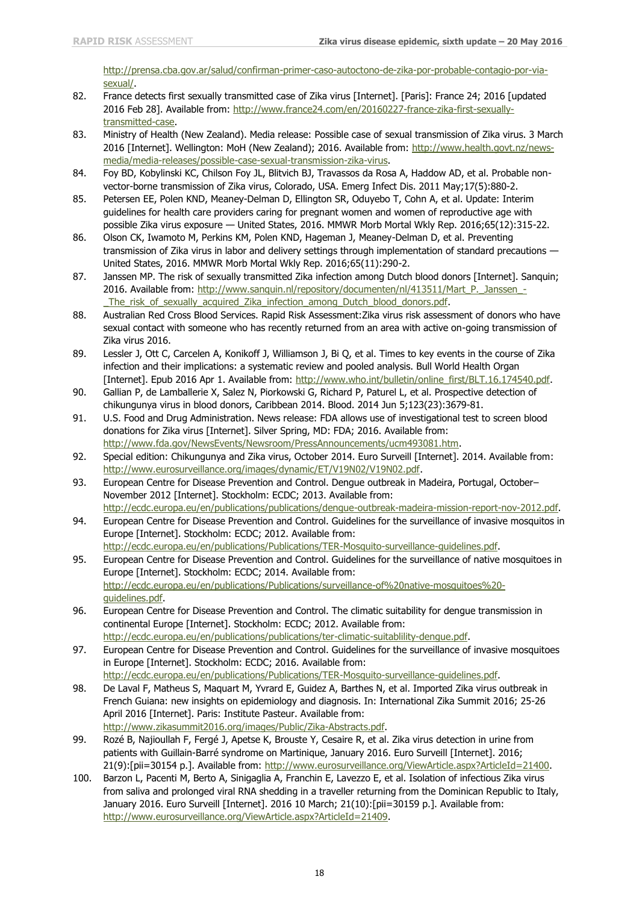http://prensa.cba.gov.ar/salud/confirman-primer-caso-autoctono-de-zika-por-probable-contagio-por-via-sexual/.

82. France detects first sexually transmitted case of Zika virus [Internet]. [Paris]: France 24; 2016 [updated 2016 Feb 28]. Available from: http://www.france24.com/en/20160227-france-zika-first-sexually-transmitted-case.
83. Ministry of Health (New Zealand). Media release: Possible case of sexual transmission of Zika virus. 3 March 2016 [Internet]. Wellington: MoH (New Zealand); 2016. Available from: http://www.health.govt.nz/news-media/media-releases/possible-case-sexual-transmission-zika-virus.
84. Foy BD, Kobylinski KC, Chilson Foy JL, Blitvich BJ, Travassos da Rosa A, Haddow AD, et al. Probable non-vector-borne transmission of Zika virus, Colorado, USA. Emerg Infect Dis. 2011 May;17(5):880-2.
85. Petersen EE, Polen KND, Meaney-Delman D, Ellington SR, Oduyebo T, Cohn A, et al. Update: Interim guidelines for health care providers caring for pregnant women and women of reproductive age with possible Zika virus exposure — United States, 2016. MMWR Morb Mortal Wkly Rep. 2016;65(12):315-22.
86. Olson CK, Iwamoto M, Perkins KM, Polen KND, Hageman J, Meaney-Delman D, et al. Preventing transmission of Zika virus in labor and delivery settings through implementation of standard precautions — United States, 2016. MMWR Morb Mortal Wkly Rep. 2016;65(11):290-2.
87. Janssen MP. The risk of sexually transmitted Zika infection among Dutch blood donors [Internet]. Sanquin; 2016. Available from: http://www.sanquin.nl/repository/documenten/nl/413511/Mart_P._Janssen_-_The_risk_of_sexually_acquired_Zika_infection_among_Dutch_blood_donors.pdf.
88. Australian Red Cross Blood Services. Rapid Risk Assessment:Zika virus risk assessment of donors who have sexual contact with someone who has recently returned from an area with active on-going transmission of Zika virus 2016.
89. Lessler J, Ott C, Carcelen A, Konikoff J, Williamson J, Bi Q, et al. Times to key events in the course of Zika infection and their implications: a systematic review and pooled analysis. Bull World Health Organ [Internet]. Epub 2016 Apr 1. Available from: http://www.who.int/bulletin/online_first/BLT.16.174540.pdf.
90. Gallian P, de Lamballerie X, Salez N, Piorkowski G, Richard P, Paturel L, et al. Prospective detection of chikungunya virus in blood donors, Caribbean 2014. Blood. 2014 Jun 5;123(23):3679-81.
91. U.S. Food and Drug Administration. News release: FDA allows use of investigational test to screen blood donations for Zika virus [Internet]. Silver Spring, MD: FDA; 2016. Available from: http://www.fda.gov/NewsEvents/Newsroom/PressAnnouncements/ucm493081.htm.
92. Special edition: Chikungunya and Zika virus, October 2014. Euro Surveill [Internet]. 2014. Available from: http://www.eurosurveillance.org/images/dynamic/ET/V19N02/V19N02.pdf.
93. European Centre for Disease Prevention and Control. Dengue outbreak in Madeira, Portugal, October–November 2012 [Internet]. Stockholm: ECDC; 2013. Available from: http://ecdc.europa.eu/en/publications/publications/dengue-outbreak-madeira-mission-report-nov-2012.pdf.
94. European Centre for Disease Prevention and Control. Guidelines for the surveillance of invasive mosquitos in Europe [Internet]. Stockholm: ECDC; 2012. Available from: http://ecdc.europa.eu/en/publications/Publications/TER-Mosquito-surveillance-guidelines.pdf.
95. European Centre for Disease Prevention and Control. Guidelines for the surveillance of native mosquitoes in Europe [Internet]. Stockholm: ECDC; 2014. Available from: http://ecdc.europa.eu/en/publications/Publications/surveillance-of%20native-mosquitoes%20-guidelines.pdf.
96. European Centre for Disease Prevention and Control. The climatic suitability for dengue transmission in continental Europe [Internet]. Stockholm: ECDC; 2012. Available from: http://ecdc.europa.eu/en/publications/publications/ter-climatic-suitablility-dengue.pdf.
97. European Centre for Disease Prevention and Control. Guidelines for the surveillance of invasive mosquitoes in Europe [Internet]. Stockholm: ECDC; 2016. Available from: http://ecdc.europa.eu/en/publications/Publications/TER-Mosquito-surveillance-guidelines.pdf.
98. De Laval F, Matheus S, Maquart M, Yvrard E, Guidez A, Barthes N, et al. Imported Zika virus outbreak in French Guiana: new insights on epidemiology and diagnosis. In: International Zika Summit 2016; 25-26 April 2016 [Internet]. Paris: Institute Pasteur. Available from: http://www.zikasummit2016.org/images/Public/Zika-Abstracts.pdf.
99. Rozé B, Najioullah F, Fergé J, Apetse K, Brouste Y, Cesaire R, et al. Zika virus detection in urine from patients with Guillain-Barré syndrome on Martinique, January 2016. Euro Surveill [Internet]. 2016; 21(9):[pii=30154 p.]. Available from: http://www.eurosurveillance.org/ViewArticle.aspx?ArticleId=21400.
100. Barzon L, Pacenti M, Berto A, Sinigaglia A, Franchin E, Lavezzo E, et al. Isolation of infectious Zika virus from saliva and prolonged viral RNA shedding in a traveller returning from the Dominican Republic to Italy, January 2016. Euro Surveill [Internet]. 2016 10 March; 21(10):[pii=30159 p.]. Available from: http://www.eurosurveillance.org/ViewArticle.aspx?ArticleId=21409.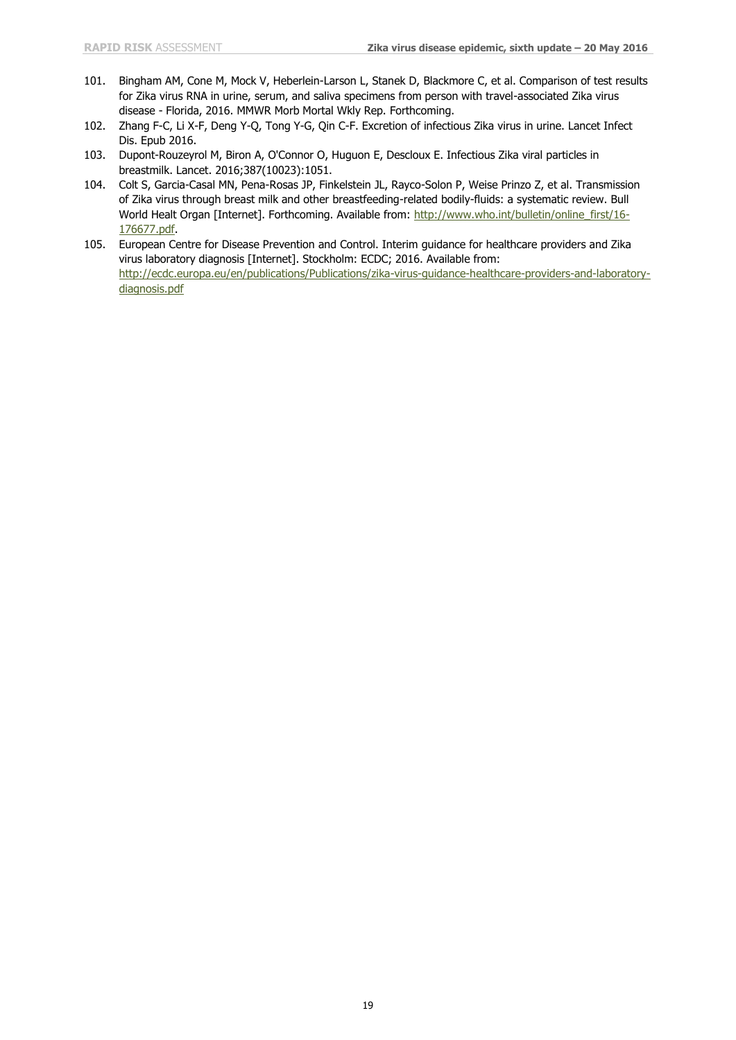101. Bingham AM, Cone M, Mock V, Heberlein-Larson L, Stanek D, Blackmore C, et al. Comparison of test results for Zika virus RNA in urine, serum, and saliva specimens from person with travel-associated Zika virus disease - Florida, 2016. MMWR Morb Mortal Wkly Rep. Forthcoming.
102. Zhang F-C, Li X-F, Deng Y-Q, Tong Y-G, Qin C-F. Excretion of infectious Zika virus in urine. Lancet Infect Dis. Epub 2016.
103. Dupont-Rouzeyrol M, Biron A, O'Connor O, Huguon E, Descloux E. Infectious Zika viral particles in breastmilk. Lancet. 2016;387(10023):1051.
104. Colt S, Garcia-Casal MN, Pena-Rosas JP, Finkelstein JL, Rayco-Solon P, Weise Prinzo Z, et al. Transmission of Zika virus through breast milk and other breastfeeding-related bodily-fluids: a systematic review. Bull World Healt Organ [Internet]. Forthcoming. Available from: [http://www.who.int/bulletin/online_first/16-176677.pdf](http://www.who.int/bulletin/online_first/16-176677.pdf).
105. European Centre for Disease Prevention and Control. Interim guidance for healthcare providers and Zika virus laboratory diagnosis [Internet]. Stockholm: ECDC; 2016. Available from: [http://ecdc.europa.eu/en/publications/Publications/zika-virus-guidance-healthcare-providers-and-laboratory-diagnosis.pdf](http://ecdc.europa.eu/en/publications/Publications/zika-virus-guidance-healthcare-providers-and-laboratory-diagnosis.pdf)